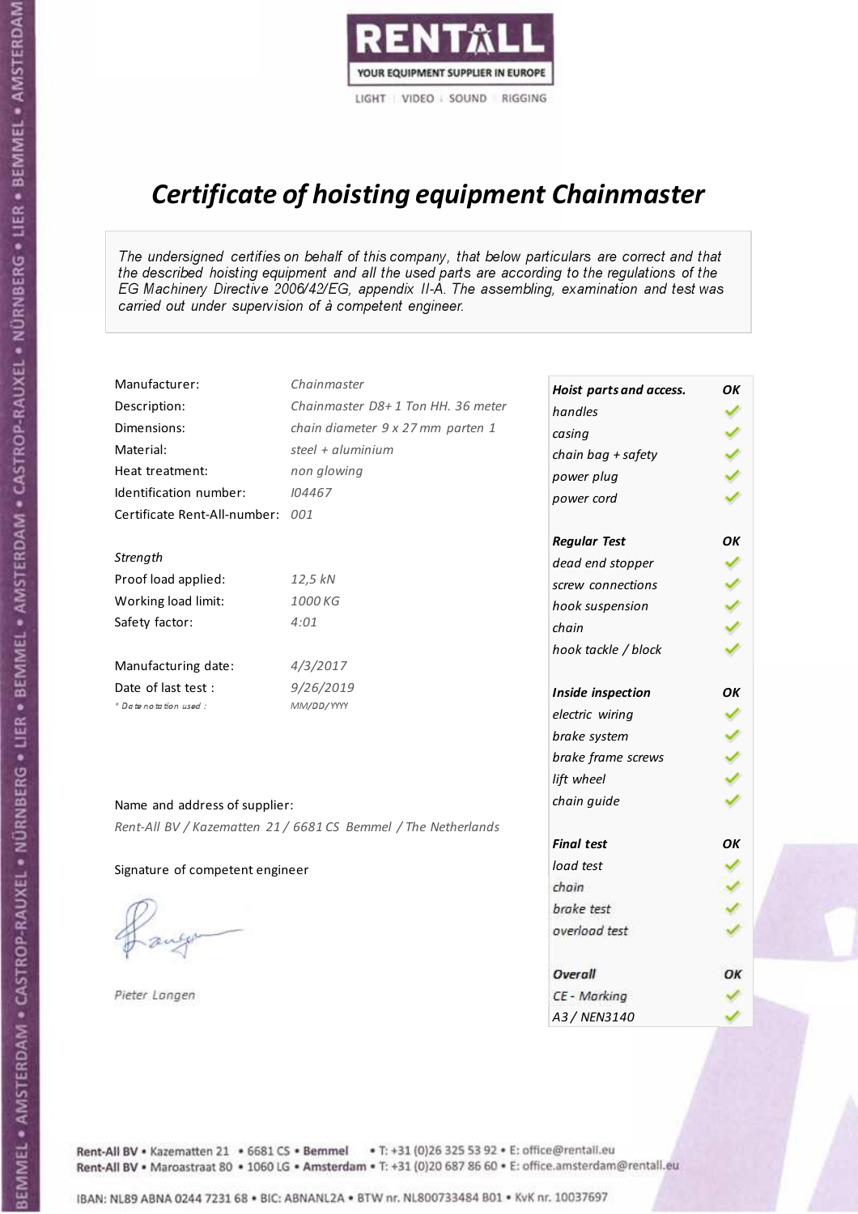RENTALL

YOUR EQUIPMENT SUPPLIER IN EUROPE

LIGHT | VIDEO | SOUND | RIGGING

# Certificate of hoisting equipment Chainmaster

*The undersigned certifies on behalf of this company, that below particulars are correct and that the described hoisting equipment and all the used parts are according to the regulations of the EG Machinery Directive 2006/42/EG, appendix II-A. The assembling, examination and test was carried out under supervision of à competent engineer.*

| | |
|---|---|
| Manufacturer: | *Chainmaster* |
| Description: | *Chainmaster D8+ 1 Ton HH. 36 meter* |
| Dimensions: | *chain diameter 9 x 27 mm parten 1* |
| Material: | *steel + aluminium* |
| Heat treatment: | *non glowing* |
| Identification number: | *I04467* |
| Certificate Rent-All-number: | *001* |

*Strength*

| | |
|---|---|
| Proof load applied: | *12,5 kN* |
| Working load limit: | *1000 KG* |
| Safety factor: | *4:01* |

| | |
|---|---|
| Manufacturing date: | *4/3/2017* |
| Date of last test : | *9/26/2019* |
| * Date notation used : | *MM/DD/YYYY* |

| **Hoist parts and access.** | **OK** |
|---|---|
| *handles* | ✓ |
| *casing* | ✓ |
| *chain bag + safety* | ✓ |
| *power plug* | ✓ |
| *power cord* | ✓ |
| **Regular Test** | **OK** |
| *dead end stopper* | ✓ |
| *screw connections* | ✓ |
| *hook suspension* | ✓ |
| *chain* | ✓ |
| *hook tackle / block* | ✓ |
| **Inside inspection** | **OK** |
| *electric wiring* | ✓ |
| *brake system* | ✓ |
| *brake frame screws* | ✓ |
| *lift wheel* | ✓ |
| *chain guide* | ✓ |
| **Final test** | **OK** |
| *load test* | ✓ |
| *chain* | ✓ |
| *brake test* | ✓ |
| *overload test* | ✓ |
| **Overall** | **OK** |
| *CE - Marking* | ✓ |
| *A3 / NEN3140* | ✓ |

Name and address of supplier:

*Rent-All BV / Kazematten 21 / 6681 CS Bemmel / The Netherlands*

Signature of competent engineer

*Pieter Langen*

Rent-All BV • Kazematten 21 • 6681 CS • **Bemmel** • T: +31 (0)26 325 53 92 • E: office@rentall.eu
Rent-All BV • Maroastraat 80 • 1060 LG • **Amsterdam** • T: +31 (0)20 687 86 60 • E: office.amsterdam@rentall.eu

IBAN: NL89 ABNA 0244 7231 68 • BIC: ABNANL2A • BTW nr. NL800733484 B01 • KvK nr. 10037697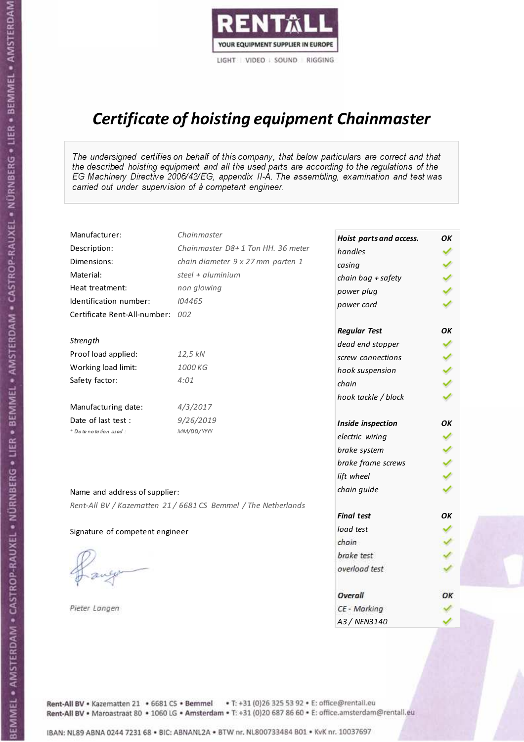RENTALL
YOUR EQUIPMENT SUPPLIER IN EUROPE
LIGHT | VIDEO | SOUND | RIGGING

# Certificate of hoisting equipment Chainmaster

*The undersigned certifies on behalf of this company, that below particulars are correct and that the described hoisting equipment and all the used parts are according to the regulations of the EG Machinery Directive 2006/42/EG, appendix II-A. The assembling, examination and test was carried out under supervision of à competent engineer.*

| | |
|---|---|
| Manufacturer: | *Chainmaster* |
| Description: | *Chainmaster D8+ 1 Ton HH. 36 meter* |
| Dimensions: | *chain diameter 9 x 27 mm parten 1* |
| Material: | *steel + aluminium* |
| Heat treatment: | *non glowing* |
| Identification number: | *I04465* |
| Certificate Rent-All-number: | *002* |

*Strength*

| | |
|---|---|
| Proof load applied: | *12,5 kN* |
| Working load limit: | *1000 KG* |
| Safety factor: | *4:01* |

| | |
|---|---|
| Manufacturing date: | *4/3/2017* |
| Date of last test : | *9/26/2019* |
| *\* Date notation used :* | *MM/DD/YYYY* |

| Hoist parts and access. | OK |
|---|---|
| handles | ✓ |
| casing | ✓ |
| chain bag + safety | ✓ |
| power plug | ✓ |
| power cord | ✓ |
| **Regular Test** | **OK** |
| dead end stopper | ✓ |
| screw connections | ✓ |
| hook suspension | ✓ |
| chain | ✓ |
| hook tackle / block | ✓ |
| **Inside inspection** | **OK** |
| electric wiring | ✓ |
| brake system | ✓ |
| brake frame screws | ✓ |
| lift wheel | ✓ |
| chain guide | ✓ |
| **Final test** | **OK** |
| load test | ✓ |
| chain | ✓ |
| brake test | ✓ |
| overload test | ✓ |
| **Overall** | **OK** |
| CE - Marking | ✓ |
| A3 / NEN3140 | ✓ |

Name and address of supplier:

*Rent-All BV / Kazematten 21 / 6681 CS Bemmel / The Netherlands*

Signature of competent engineer

*Pieter Langen*

Rent-All BV • Kazematten 21 • 6681 CS • Bemmel • T: +31 (0)26 325 53 92 • E: office@rentall.eu
Rent-All BV • Maroastraat 80 • 1060 LG • Amsterdam • T: +31 (0)20 687 86 60 • E: office.amsterdam@rentall.eu

IBAN: NL89 ABNA 0244 7231 68 • BIC: ABNANL2A • BTW nr. NL800733484 B01 • KvK nr. 10037697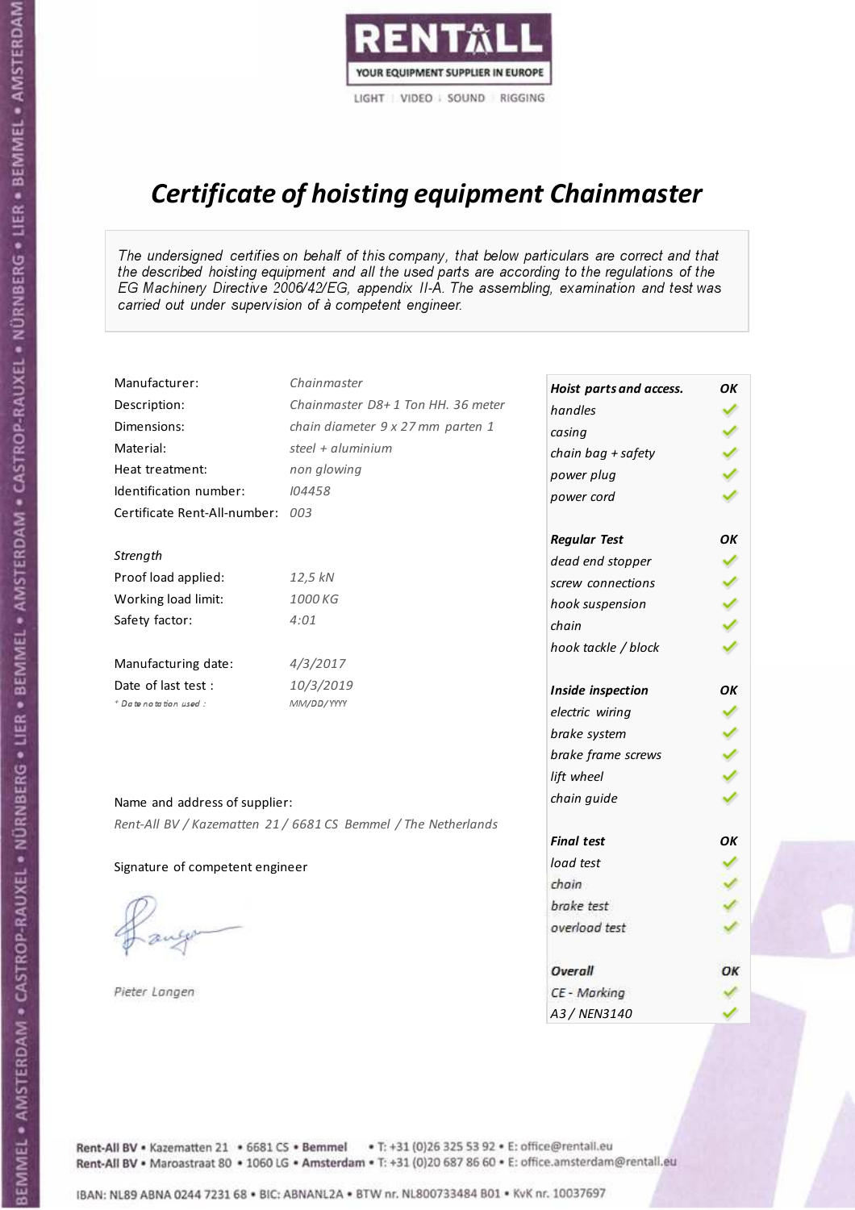RENTALL
YOUR EQUIPMENT SUPPLIER IN EUROPE
LIGHT | VIDEO | SOUND | RIGGING

# *Certificate of hoisting equipment Chainmaster*

*The undersigned certifies on behalf of this company, that below particulars are correct and that the described hoisting equipment and all the used parts are according to the regulations of the EG Machinery Directive 2006/42/EG, appendix II-A. The assembling, examination and test was carried out under supervision of à competent engineer.*

| | |
|---|---|
| Manufacturer: | *Chainmaster* |
| Description: | *Chainmaster D8+ 1 Ton HH. 36 meter* |
| Dimensions: | *chain diameter 9 x 27 mm parten 1* |
| Material: | *steel + aluminium* |
| Heat treatment: | *non glowing* |
| Identification number: | *I04458* |
| Certificate Rent-All-number: | *003* |

*Strength*

| | |
|---|---|
| Proof load applied: | *12,5 kN* |
| Working load limit: | *1000 KG* |
| Safety factor: | *4:01* |

| | |
|---|---|
| Manufacturing date: | *4/3/2017* |
| Date of last test : | *10/3/2019* |
| * Date notation used : | *MM/DD/YYYY* |

| Hoist parts and access. | OK |
|---|---|
| handles | ✓ |
| casing | ✓ |
| chain bag + safety | ✓ |
| power plug | ✓ |
| power cord | ✓ |
| **Regular Test** | **OK** |
| dead end stopper | ✓ |
| screw connections | ✓ |
| hook suspension | ✓ |
| chain | ✓ |
| hook tackle / block | ✓ |
| **Inside inspection** | **OK** |
| electric wiring | ✓ |
| brake system | ✓ |
| brake frame screws | ✓ |
| lift wheel | ✓ |
| chain guide | ✓ |
| **Final test** | **OK** |
| load test | ✓ |
| chain | ✓ |
| brake test | ✓ |
| overload test | ✓ |
| **Overall** | **OK** |
| CE - Marking | ✓ |
| A3 / NEN3140 | ✓ |

Name and address of supplier:

*Rent-All BV / Kazematten 21 / 6681 CS Bemmel / The Netherlands*

Signature of competent engineer

*Pieter Langen*

Rent-All BV • Kazematten 21 • 6681 CS • Bemmel • T: +31 (0)26 325 53 92 • E: office@rentall.eu
Rent-All BV • Maroastraat 80 • 1060 LG • Amsterdam • T: +31 (0)20 687 86 60 • E: office.amsterdam@rentall.eu

IBAN: NL89 ABNA 0244 7231 68 • BIC: ABNANL2A • BTW nr. NL800733484 B01 • KvK nr. 10037697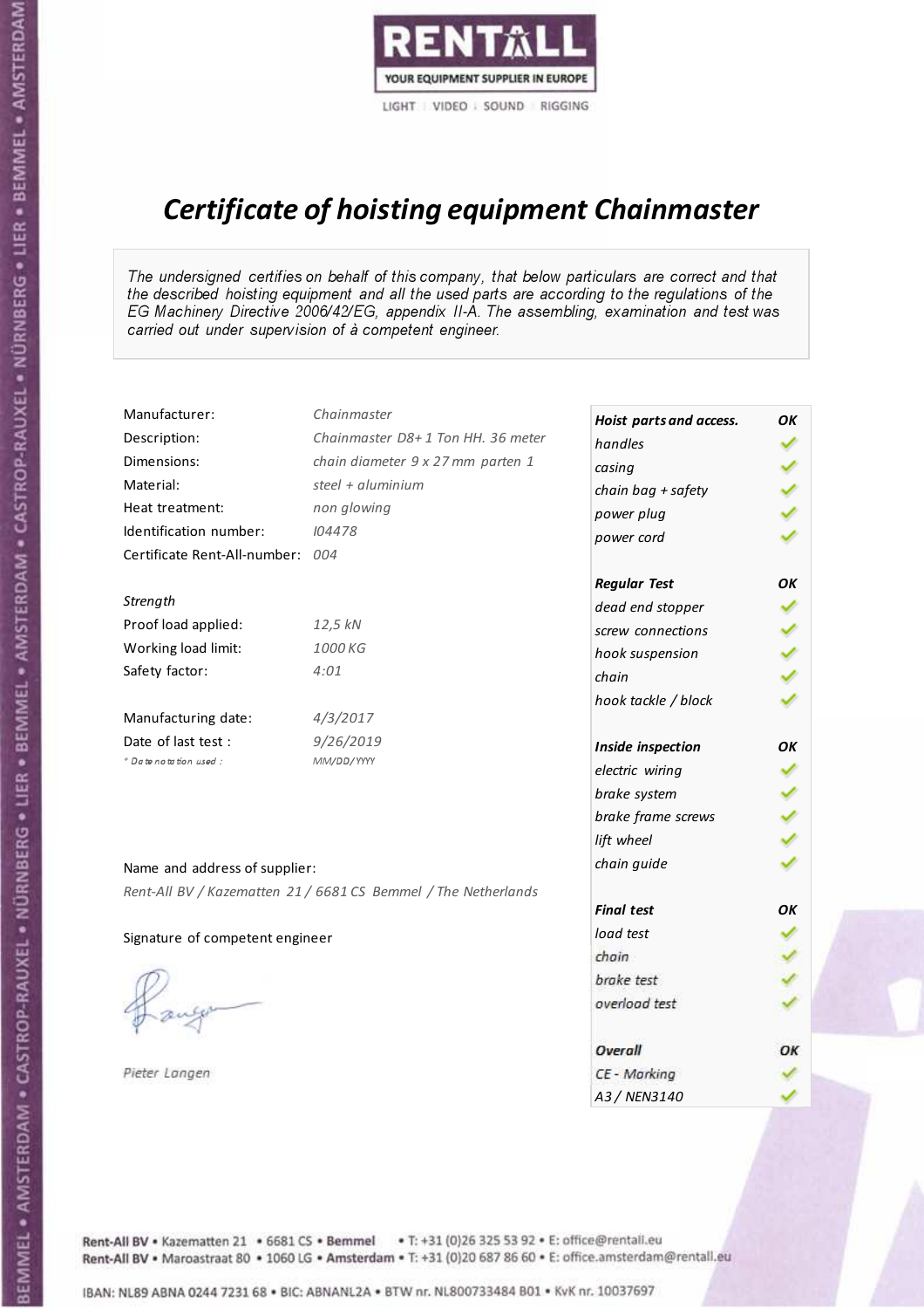RENTALL
YOUR EQUIPMENT SUPPLIER IN EUROPE
LIGHT | VIDEO | SOUND | RIGGING

# *Certificate of hoisting equipment Chainmaster*

*The undersigned certifies on behalf of this company, that below particulars are correct and that the described hoisting equipment and all the used parts are according to the regulations of the EG Machinery Directive 2006/42/EG, appendix II-A. The assembling, examination and test was carried out under supervision of à competent engineer.*

| | |
|---|---|
| Manufacturer: | *Chainmaster* |
| Description: | *Chainmaster D8+ 1 Ton HH. 36 meter* |
| Dimensions: | *chain diameter 9 x 27 mm parten 1* |
| Material: | *steel + aluminium* |
| Heat treatment: | *non glowing* |
| Identification number: | *I04478* |
| Certificate Rent-All-number: | *004* |

*Strength*

| | |
|---|---|
| Proof load applied: | *12,5 kN* |
| Working load limit: | *1000 KG* |
| Safety factor: | *4:01* |

| | |
|---|---|
| Manufacturing date: | *4/3/2017* |
| Date of last test : | *9/26/2019* |
| *\* Date notation used :* | *MM/DD/YYYY* |

| ***Hoist parts and access.*** | ***OK*** |
|---|---|
| *handles* | ✓ |
| *casing* | ✓ |
| *chain bag + safety* | ✓ |
| *power plug* | ✓ |
| *power cord* | ✓ |
| ***Regular Test*** | ***OK*** |
| *dead end stopper* | ✓ |
| *screw connections* | ✓ |
| *hook suspension* | ✓ |
| *chain* | ✓ |
| *hook tackle / block* | ✓ |
| ***Inside inspection*** | ***OK*** |
| *electric wiring* | ✓ |
| *brake system* | ✓ |
| *brake frame screws* | ✓ |
| *lift wheel* | ✓ |
| *chain guide* | ✓ |
| ***Final test*** | ***OK*** |
| *load test* | ✓ |
| *chain* | ✓ |
| *brake test* | ✓ |
| *overload test* | ✓ |
| ***Overall*** | ***OK*** |
| *CE - Marking* | ✓ |
| *A3 / NEN3140* | ✓ |

Name and address of supplier:

*Rent-All BV / Kazematten 21 / 6681 CS Bemmel / The Netherlands*

Signature of competent engineer

*Pieter Langen*

Rent-All BV • Kazematten 21 • 6681 CS • **Bemmel** • T: +31 (0)26 325 53 92 • E: office@rentall.eu
Rent-All BV • Maroastraat 80 • 1060 LG • **Amsterdam** • T: +31 (0)20 687 86 60 • E: office.amsterdam@rentall.eu

IBAN: NL89 ABNA 0244 7231 68 • BIC: ABNANL2A • BTW nr. NL800733484 B01 • KvK nr. 10037697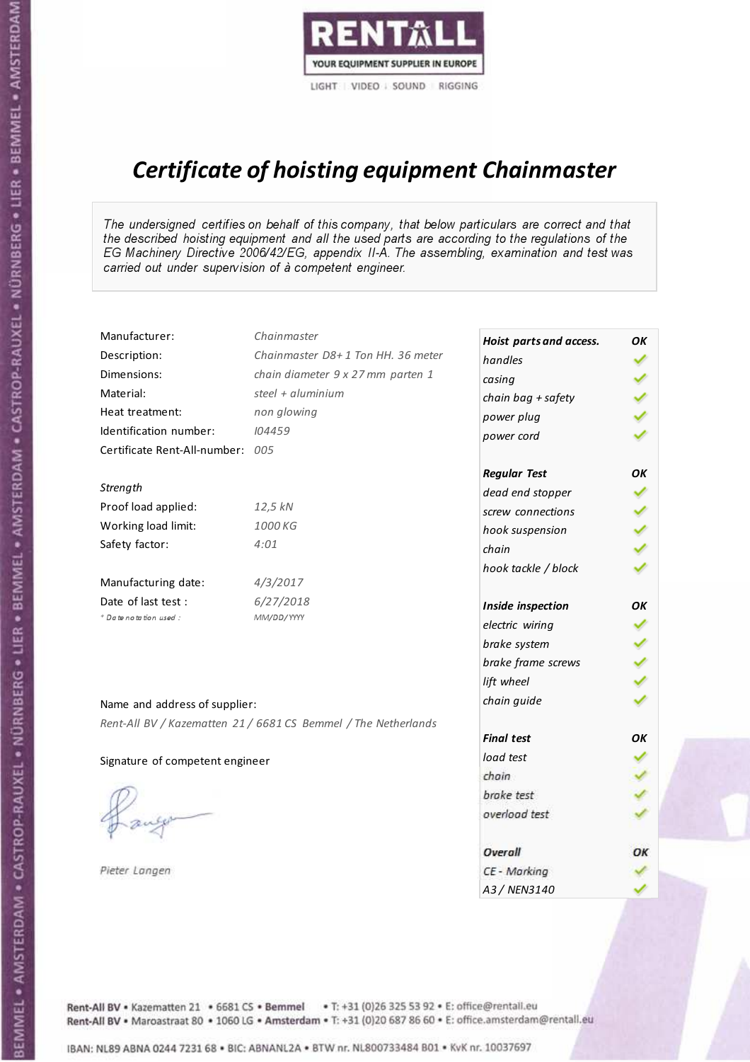RENTALL

YOUR EQUIPMENT SUPPLIER IN EUROPE

LIGHT | VIDEO | SOUND | RIGGING

# *Certificate of hoisting equipment Chainmaster*

*The undersigned certifies on behalf of this company, that below particulars are correct and that the described hoisting equipment and all the used parts are according to the regulations of the EG Machinery Directive 2006/42/EG, appendix II-A. The assembling, examination and test was carried out under supervision of à competent engineer.*

| | |
|---|---|
| Manufacturer: | *Chainmaster* |
| Description: | *Chainmaster D8+ 1 Ton HH. 36 meter* |
| Dimensions: | *chain diameter 9 x 27 mm parten 1* |
| Material: | *steel + aluminium* |
| Heat treatment: | *non glowing* |
| Identification number: | *I04459* |
| Certificate Rent-All-number: | *005* |

*Strength*

| | |
|---|---|
| Proof load applied: | *12,5 kN* |
| Working load limit: | *1000 KG* |
| Safety factor: | *4:01* |

| | |
|---|---|
| Manufacturing date: | *4/3/2017* |
| Date of last test : | *6/27/2018* |
| *\* Date notation used :* | *MM/DD/YYYY* |

| **Hoist parts and access.** | **OK** |
|---|---|
| handles | ✓ |
| casing | ✓ |
| chain bag + safety | ✓ |
| power plug | ✓ |
| power cord | ✓ |
| **Regular Test** | **OK** |
| dead end stopper | ✓ |
| screw connections | ✓ |
| hook suspension | ✓ |
| chain | ✓ |
| hook tackle / block | ✓ |
| **Inside inspection** | **OK** |
| electric wiring | ✓ |
| brake system | ✓ |
| brake frame screws | ✓ |
| lift wheel | ✓ |
| chain guide | ✓ |
| **Final test** | **OK** |
| load test | ✓ |
| chain | ✓ |
| brake test | ✓ |
| overload test | ✓ |
| **Overall** | **OK** |
| CE - Marking | ✓ |
| A3 / NEN3140 | ✓ |

Name and address of supplier:

*Rent-All BV / Kazematten 21 / 6681 CS Bemmel / The Netherlands*

Signature of competent engineer

*Pieter Langen*

Rent-All BV • Kazematten 21 • 6681 CS • **Bemmel** • T: +31 (0)26 325 53 92 • E: office@rentall.eu
Rent-All BV • Maroastraat 80 • 1060 LG • **Amsterdam** • T: +31 (0)20 687 86 60 • E: office.amsterdam@rentall.eu

IBAN: NL89 ABNA 0244 7231 68 • BIC: ABNANL2A • BTW nr. NL800733484 B01 • KvK nr. 10037697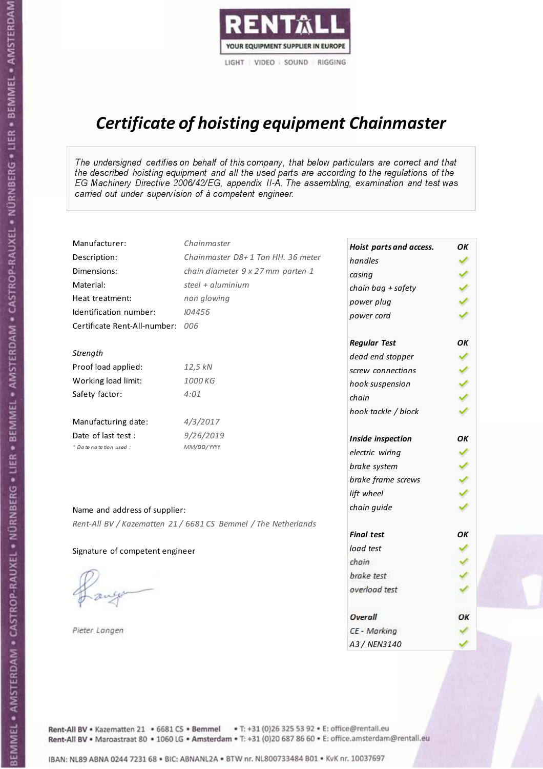RENTALL
YOUR EQUIPMENT SUPPLIER IN EUROPE
LIGHT | VIDEO | SOUND | RIGGING

# *Certificate of hoisting equipment Chainmaster*

*The undersigned certifies on behalf of this company, that below particulars are correct and that the described hoisting equipment and all the used parts are according to the regulations of the EG Machinery Directive 2006/42/EG, appendix II-A. The assembling, examination and test was carried out under supervision of à competent engineer.*

| | |
|---|---|
| Manufacturer: | *Chainmaster* |
| Description: | *Chainmaster D8+ 1 Ton HH. 36 meter* |
| Dimensions: | *chain diameter 9 x 27 mm parten 1* |
| Material: | *steel + aluminium* |
| Heat treatment: | *non glowing* |
| Identification number: | *I04456* |
| Certificate Rent-All-number: | *006* |

*Strength*

| | |
|---|---|
| Proof load applied: | *12,5 kN* |
| Working load limit: | *1000 KG* |
| Safety factor: | *4:01* |

| | |
|---|---|
| Manufacturing date: | *4/3/2017* |
| Date of last test : | *9/26/2019* |
| *\* Date notation used :* | *MM/DD/YYYY* |

| ***Hoist parts and access.*** | ***OK*** |
|---|---|
| *handles* | ✓ |
| *casing* | ✓ |
| *chain bag + safety* | ✓ |
| *power plug* | ✓ |
| *power cord* | ✓ |
| ***Regular Test*** | ***OK*** |
| *dead end stopper* | ✓ |
| *screw connections* | ✓ |
| *hook suspension* | ✓ |
| *chain* | ✓ |
| *hook tackle / block* | ✓ |
| ***Inside inspection*** | ***OK*** |
| *electric wiring* | ✓ |
| *brake system* | ✓ |
| *brake frame screws* | ✓ |
| *lift wheel* | ✓ |
| *chain guide* | ✓ |
| ***Final test*** | ***OK*** |
| *load test* | ✓ |
| *chain* | ✓ |
| *brake test* | ✓ |
| *overload test* | ✓ |
| ***Overall*** | ***OK*** |
| *CE - Marking* | ✓ |
| *A3 / NEN3140* | ✓ |

Name and address of supplier:

*Rent-All BV / Kazematten 21 / 6681 CS Bemmel / The Netherlands*

Signature of competent engineer

*Pieter Langen*

Rent-All BV • Kazematten 21 • 6681 CS • **Bemmel** • T: +31 (0)26 325 53 92 • E: office@rentall.eu
Rent-All BV • Maroastraat 80 • 1060 LG • **Amsterdam** • T: +31 (0)20 687 86 60 • E: office.amsterdam@rentall.eu

IBAN: NL89 ABNA 0244 7231 68 • BIC: ABNANL2A • BTW nr. NL800733484 B01 • KvK nr. 10037697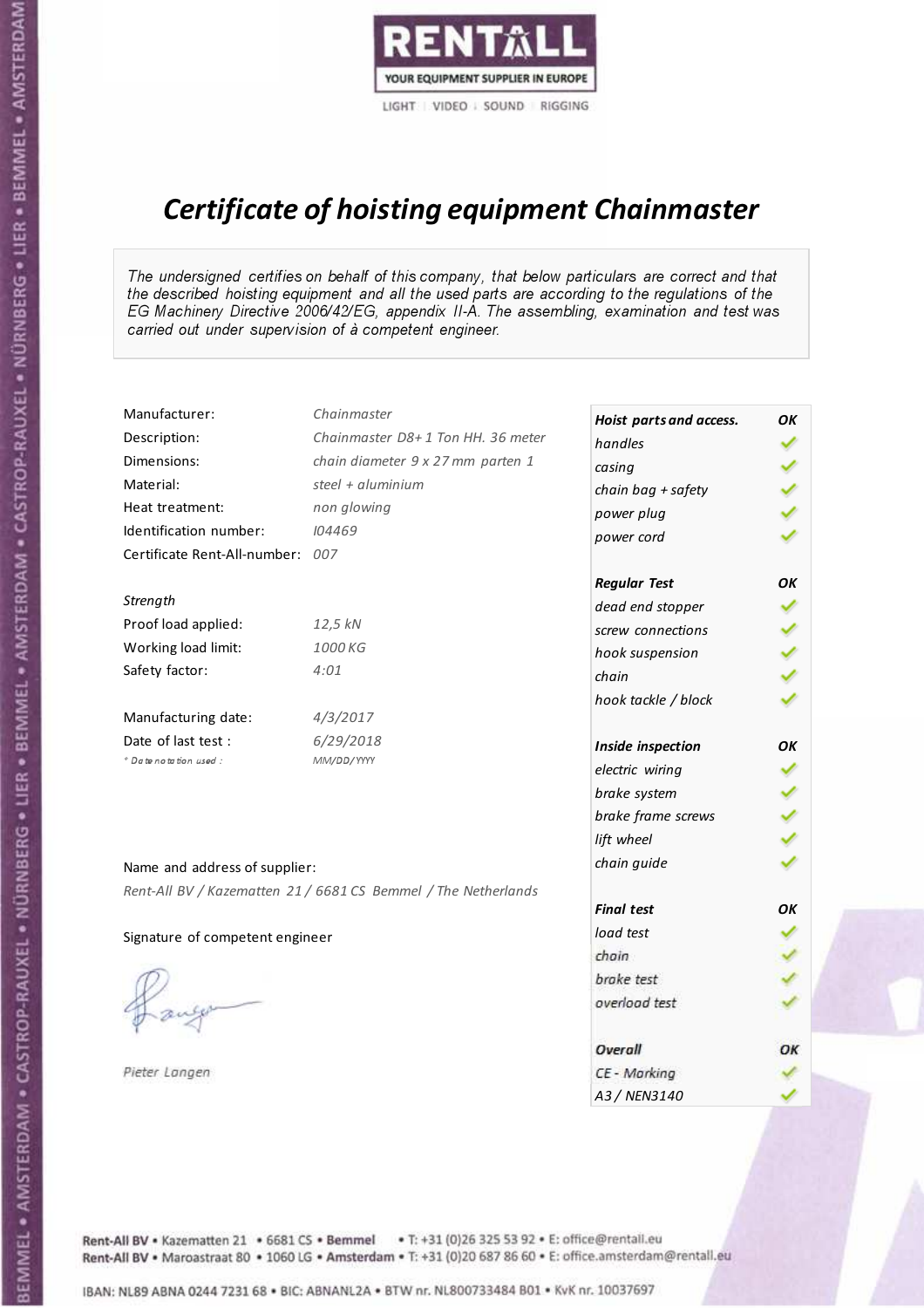RENTALL

YOUR EQUIPMENT SUPPLIER IN EUROPE

LIGHT | VIDEO | SOUND | RIGGING

# *Certificate of hoisting equipment Chainmaster*

*The undersigned certifies on behalf of this company, that below particulars are correct and that the described hoisting equipment and all the used parts are according to the regulations of the EG Machinery Directive 2006/42/EG, appendix II-A. The assembling, examination and test was carried out under supervision of à competent engineer.*

| | |
|---|---|
| Manufacturer: | *Chainmaster* |
| Description: | *Chainmaster D8+ 1 Ton HH. 36 meter* |
| Dimensions: | *chain diameter 9 x 27 mm parten 1* |
| Material: | *steel + aluminium* |
| Heat treatment: | *non glowing* |
| Identification number: | *I04469* |
| Certificate Rent-All-number: | *007* |

*Strength*

| | |
|---|---|
| Proof load applied: | *12,5 kN* |
| Working load limit: | *1000 KG* |
| Safety factor: | *4:01* |

| | |
|---|---|
| Manufacturing date: | *4/3/2017* |
| Date of last test : | *6/29/2018* |
| *\* Date notation used :* | *MM/DD/YYYY* |

Name and address of supplier:

*Rent-All BV / Kazematten 21 / 6681 CS Bemmel / The Netherlands*

Signature of competent engineer

*Pieter Langen*

| ***Hoist parts and access.*** | ***OK*** |
|---|---|
| *handles* | ✓ |
| *casing* | ✓ |
| *chain bag + safety* | ✓ |
| *power plug* | ✓ |
| *power cord* | ✓ |
| ***Regular Test*** | ***OK*** |
| *dead end stopper* | ✓ |
| *screw connections* | ✓ |
| *hook suspension* | ✓ |
| *chain* | ✓ |
| *hook tackle / block* | ✓ |
| ***Inside inspection*** | ***OK*** |
| *electric wiring* | ✓ |
| *brake system* | ✓ |
| *brake frame screws* | ✓ |
| *lift wheel* | ✓ |
| *chain guide* | ✓ |
| ***Final test*** | ***OK*** |
| *load test* | ✓ |
| *chain* | ✓ |
| *brake test* | ✓ |
| *overload test* | ✓ |
| ***Overall*** | ***OK*** |
| *CE - Marking* | ✓ |
| *A3 / NEN3140* | ✓ |

Rent-All BV • Kazematten 21 • 6681 CS • **Bemmel** • T: +31 (0)26 325 53 92 • E: office@rentall.eu
Rent-All BV • Maroastraat 80 • 1060 LG • **Amsterdam** • T: +31 (0)20 687 86 60 • E: office.amsterdam@rentall.eu

IBAN: NL89 ABNA 0244 7231 68 • BIC: ABNANL2A • BTW nr. NL800733484 B01 • KvK nr. 10037697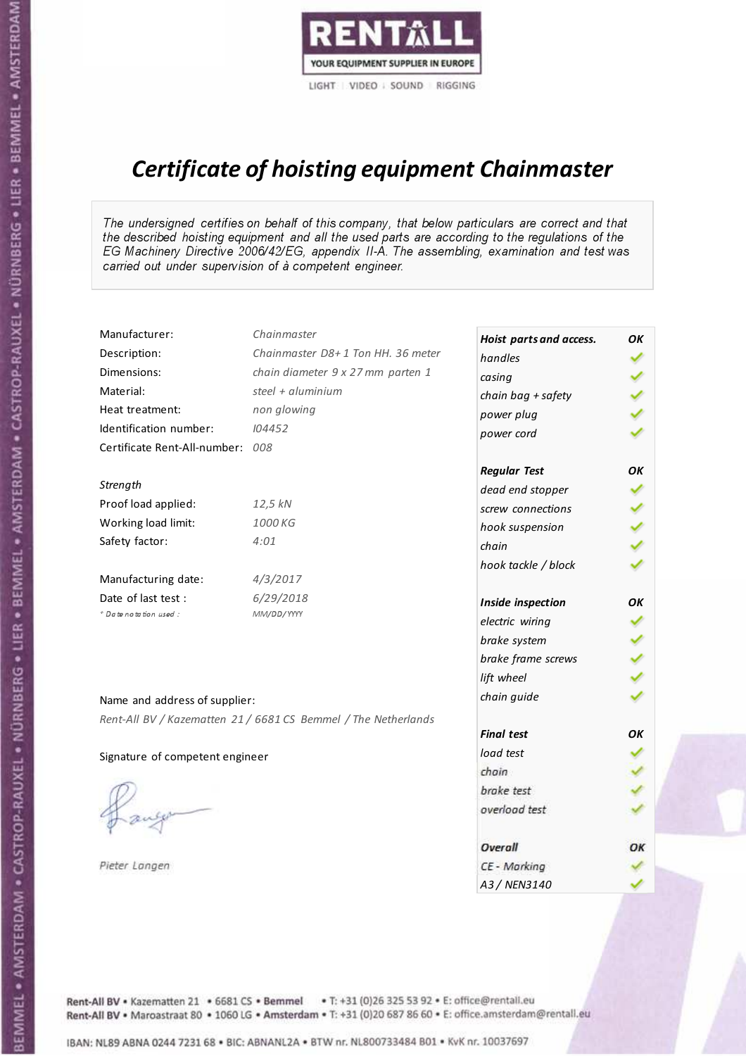RENTALL

YOUR EQUIPMENT SUPPLIER IN EUROPE

LIGHT | VIDEO | SOUND | RIGGING

# *Certificate of hoisting equipment Chainmaster*

*The undersigned certifies on behalf of this company, that below particulars are correct and that the described hoisting equipment and all the used parts are according to the regulations of the EG Machinery Directive 2006/42/EG, appendix II-A. The assembling, examination and test was carried out under supervision of à competent engineer.*

| | |
|---|---|
| Manufacturer: | *Chainmaster* |
| Description: | *Chainmaster D8+ 1 Ton HH. 36 meter* |
| Dimensions: | *chain diameter 9 x 27 mm parten 1* |
| Material: | *steel + aluminium* |
| Heat treatment: | *non glowing* |
| Identification number: | *I04452* |
| Certificate Rent-All-number: | *008* |

*Strength*

| | |
|---|---|
| Proof load applied: | *12,5 kN* |
| Working load limit: | *1000 KG* |
| Safety factor: | *4:01* |

| | |
|---|---|
| Manufacturing date: | *4/3/2017* |
| Date of last test : | *6/29/2018* |
| *\* Date notation used :* | *MM/DD/YYYY* |

| ***Hoist parts and access.*** | ***OK*** |
|---|---|
| *handles* | ✓ |
| *casing* | ✓ |
| *chain bag + safety* | ✓ |
| *power plug* | ✓ |
| *power cord* | ✓ |
| ***Regular Test*** | ***OK*** |
| *dead end stopper* | ✓ |
| *screw connections* | ✓ |
| *hook suspension* | ✓ |
| *chain* | ✓ |
| *hook tackle / block* | ✓ |
| ***Inside inspection*** | ***OK*** |
| *electric wiring* | ✓ |
| *brake system* | ✓ |
| *brake frame screws* | ✓ |
| *lift wheel* | ✓ |
| *chain guide* | ✓ |
| ***Final test*** | ***OK*** |
| *load test* | ✓ |
| *chain* | ✓ |
| *brake test* | ✓ |
| *overload test* | ✓ |
| ***Overall*** | ***OK*** |
| *CE - Marking* | ✓ |
| *A3 / NEN3140* | ✓ |

Name and address of supplier:

*Rent-All BV / Kazematten 21 / 6681 CS Bemmel / The Netherlands*

Signature of competent engineer

*Pieter Langen*

Rent-All BV • Kazematten 21 • 6681 CS • **Bemmel** • T: +31 (0)26 325 53 92 • E: office@rentall.eu
Rent-All BV • Maroastraat 80 • 1060 LG • **Amsterdam** • T: +31 (0)20 687 86 60 • E: office.amsterdam@rentall.eu

IBAN: NL89 ABNA 0244 7231 68 • BIC: ABNANL2A • BTW nr. NL800733484 B01 • KvK nr. 10037697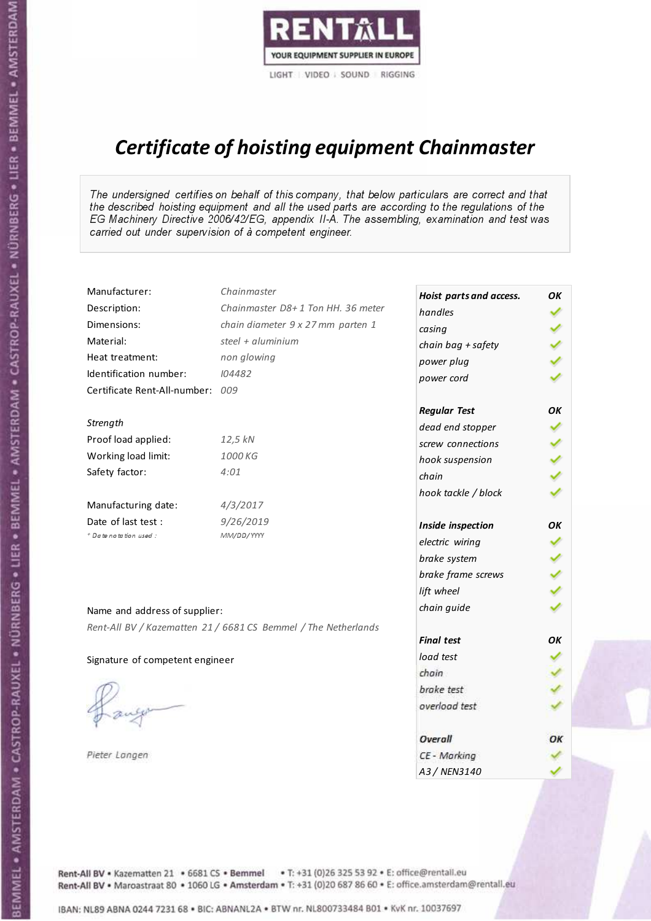RENTALL
YOUR EQUIPMENT SUPPLIER IN EUROPE
LIGHT | VIDEO | SOUND | RIGGING

# *Certificate of hoisting equipment Chainmaster*

*The undersigned certifies on behalf of this company, that below particulars are correct and that the described hoisting equipment and all the used parts are according to the regulations of the EG Machinery Directive 2006/42/EG, appendix II-A. The assembling, examination and test was carried out under supervision of à competent engineer.*

| | |
|---|---|
| Manufacturer: | *Chainmaster* |
| Description: | *Chainmaster D8+ 1 Ton HH. 36 meter* |
| Dimensions: | *chain diameter 9 x 27 mm parten 1* |
| Material: | *steel + aluminium* |
| Heat treatment: | *non glowing* |
| Identification number: | *I04482* |
| Certificate Rent-All-number: | *009* |

*Strength*

| | |
|---|---|
| Proof load applied: | *12,5 kN* |
| Working load limit: | *1000 KG* |
| Safety factor: | *4:01* |

| | |
|---|---|
| Manufacturing date: | *4/3/2017* |
| Date of last test : | *9/26/2019* |
| * Date notation used : | *MM/DD/YYYY* |

Name and address of supplier:

*Rent-All BV / Kazematten 21 / 6681 CS Bemmel / The Netherlands*

Signature of competent engineer

*Pieter Langen*

| ***Hoist parts and access.*** | ***OK*** |
|---|---|
| *handles* | ✓ |
| *casing* | ✓ |
| *chain bag + safety* | ✓ |
| *power plug* | ✓ |
| *power cord* | ✓ |
| ***Regular Test*** | ***OK*** |
| *dead end stopper* | ✓ |
| *screw connections* | ✓ |
| *hook suspension* | ✓ |
| *chain* | ✓ |
| *hook tackle / block* | ✓ |
| ***Inside inspection*** | ***OK*** |
| *electric wiring* | ✓ |
| *brake system* | ✓ |
| *brake frame screws* | ✓ |
| *lift wheel* | ✓ |
| *chain guide* | ✓ |
| ***Final test*** | ***OK*** |
| *load test* | ✓ |
| *chain* | ✓ |
| *brake test* | ✓ |
| *overload test* | ✓ |
| ***Overall*** | ***OK*** |
| *CE - Marking* | ✓ |
| *A3 / NEN3140* | ✓ |

Rent-All BV • Kazematten 21 • 6681 CS • Bemmel • T: +31 (0)26 325 53 92 • E: office@rentall.eu
Rent-All BV • Maroastraat 80 • 1060 LG • Amsterdam • T: +31 (0)20 687 86 60 • E: office.amsterdam@rentall.eu

IBAN: NL89 ABNA 0244 7231 68 • BIC: ABNANL2A • BTW nr. NL800733484 B01 • KvK nr. 10037697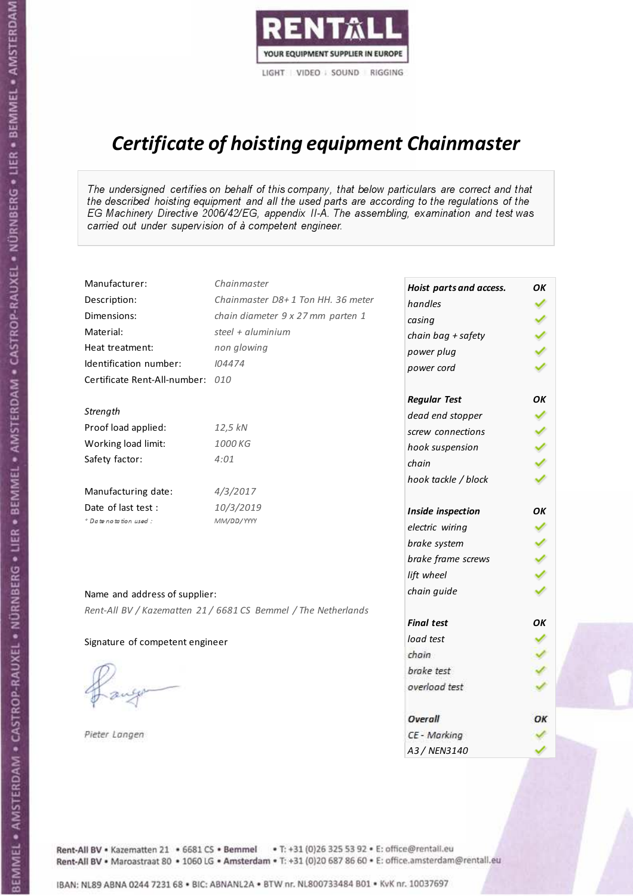RENTALL

YOUR EQUIPMENT SUPPLIER IN EUROPE

LIGHT | VIDEO | SOUND | RIGGING

# Certificate of hoisting equipment Chainmaster

*The undersigned certifies on behalf of this company, that below particulars are correct and that the described hoisting equipment and all the used parts are according to the regulations of the EG Machinery Directive 2006/42/EG, appendix II-A. The assembling, examination and test was carried out under supervision of à competent engineer.*

| | |
|---|---|
| Manufacturer: | *Chainmaster* |
| Description: | *Chainmaster D8+ 1 Ton HH. 36 meter* |
| Dimensions: | *chain diameter 9 x 27 mm parten 1* |
| Material: | *steel + aluminium* |
| Heat treatment: | *non glowing* |
| Identification number: | *I04474* |
| Certificate Rent-All-number: | *010* |

*Strength*

| | |
|---|---|
| Proof load applied: | *12,5 kN* |
| Working load limit: | *1000 KG* |
| Safety factor: | *4:01* |

| | |
|---|---|
| Manufacturing date: | *4/3/2017* |
| Date of last test : | *10/3/2019* |
| *\* Date notation used :* | *MM/DD/YYYY* |

Name and address of supplier:

*Rent-All BV / Kazematten 21 / 6681 CS Bemmel / The Netherlands*

Signature of competent engineer

*Pieter Langen*

| ***Hoist parts and access.*** | ***OK*** |
|---|---|
| *handles* | ✓ |
| *casing* | ✓ |
| *chain bag + safety* | ✓ |
| *power plug* | ✓ |
| *power cord* | ✓ |
| ***Regular Test*** | ***OK*** |
| *dead end stopper* | ✓ |
| *screw connections* | ✓ |
| *hook suspension* | ✓ |
| *chain* | ✓ |
| *hook tackle / block* | ✓ |
| ***Inside inspection*** | ***OK*** |
| *electric wiring* | ✓ |
| *brake system* | ✓ |
| *brake frame screws* | ✓ |
| *lift wheel* | ✓ |
| *chain guide* | ✓ |
| ***Final test*** | ***OK*** |
| *load test* | ✓ |
| *chain* | ✓ |
| *brake test* | ✓ |
| *overload test* | ✓ |
| ***Overall*** | ***OK*** |
| *CE - Marking* | ✓ |
| *A3 / NEN3140* | ✓ |

Rent-All BV • Kazematten 21 • 6681 CS • **Bemmel** • T: +31 (0)26 325 53 92 • E: office@rentall.eu
Rent-All BV • Maroastraat 80 • 1060 LG • **Amsterdam** • T: +31 (0)20 687 86 60 • E: office.amsterdam@rentall.eu

IBAN: NL89 ABNA 0244 7231 68 • BIC: ABNANL2A • BTW nr. NL800733484 B01 • KvK nr. 10037697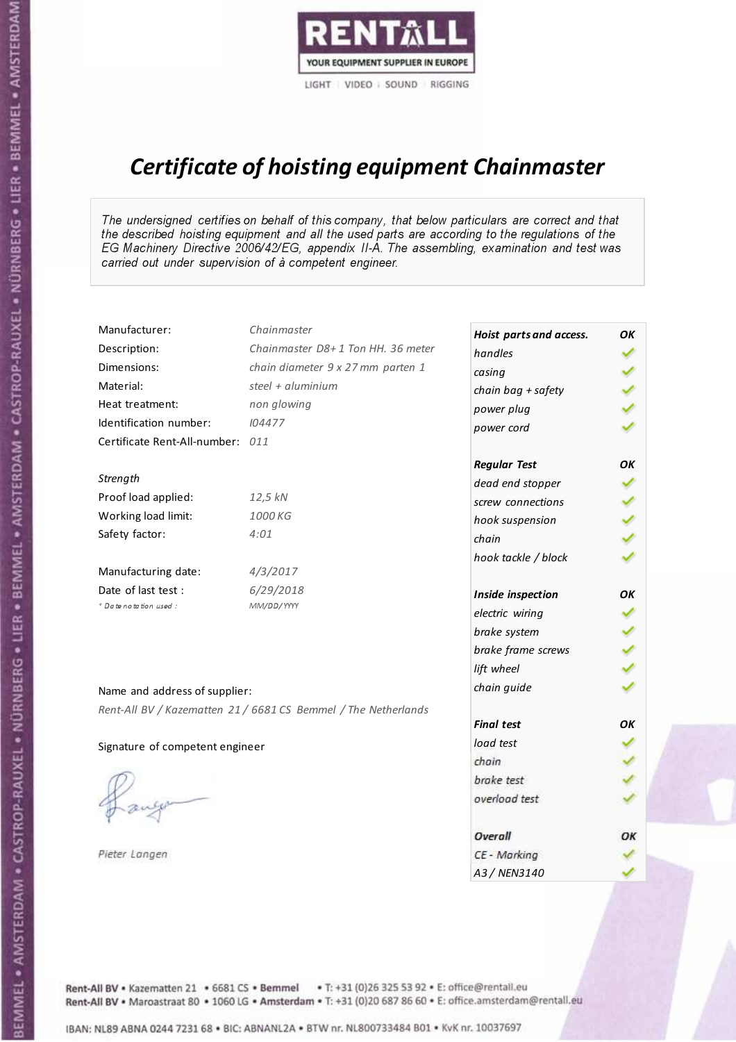RENTALL

YOUR EQUIPMENT SUPPLIER IN EUROPE

LIGHT | VIDEO | SOUND | RIGGING

# *Certificate of hoisting equipment Chainmaster*

*The undersigned certifies on behalf of this company, that below particulars are correct and that the described hoisting equipment and all the used parts are according to the regulations of the EG Machinery Directive 2006/42/EG, appendix II-A. The assembling, examination and test was carried out under supervision of à competent engineer.*

| | |
|---|---|
| Manufacturer: | *Chainmaster* |
| Description: | *Chainmaster D8+ 1 Ton HH. 36 meter* |
| Dimensions: | *chain diameter 9 x 27 mm parten 1* |
| Material: | *steel + aluminium* |
| Heat treatment: | *non glowing* |
| Identification number: | *I04477* |
| Certificate Rent-All-number: | *011* |

*Strength*

| | |
|---|---|
| Proof load applied: | *12,5 kN* |
| Working load limit: | *1000 KG* |
| Safety factor: | *4:01* |

| | |
|---|---|
| Manufacturing date: | *4/3/2017* |
| Date of last test : | *6/29/2018* |
| * Date notation used : | MM/DD/YYYY |

Name and address of supplier:

*Rent-All BV / Kazematten 21 / 6681 CS Bemmel / The Netherlands*

Signature of competent engineer

*Pieter Langen*

| ***Hoist parts and access.*** | ***OK*** |
|---|---|
| *handles* | ✓ |
| *casing* | ✓ |
| *chain bag + safety* | ✓ |
| *power plug* | ✓ |
| *power cord* | ✓ |
| ***Regular Test*** | ***OK*** |
| *dead end stopper* | ✓ |
| *screw connections* | ✓ |
| *hook suspension* | ✓ |
| *chain* | ✓ |
| *hook tackle / block* | ✓ |
| ***Inside inspection*** | ***OK*** |
| *electric wiring* | ✓ |
| *brake system* | ✓ |
| *brake frame screws* | ✓ |
| *lift wheel* | ✓ |
| *chain guide* | ✓ |
| ***Final test*** | ***OK*** |
| *load test* | ✓ |
| *chain* | ✓ |
| *brake test* | ✓ |
| *overload test* | ✓ |
| ***Overall*** | ***OK*** |
| *CE - Marking* | ✓ |
| *A3 / NEN3140* | ✓ |

Rent-All BV • Kazematten 21 • 6681 CS • **Bemmel** • T: +31 (0)26 325 53 92 • E: office@rentall.eu
Rent-All BV • Maroastraat 80 • 1060 LG • **Amsterdam** • T: +31 (0)20 687 86 60 • E: office.amsterdam@rentall.eu

IBAN: NL89 ABNA 0244 7231 68 • BIC: ABNANL2A • BTW nr. NL800733484 B01 • KvK nr. 10037697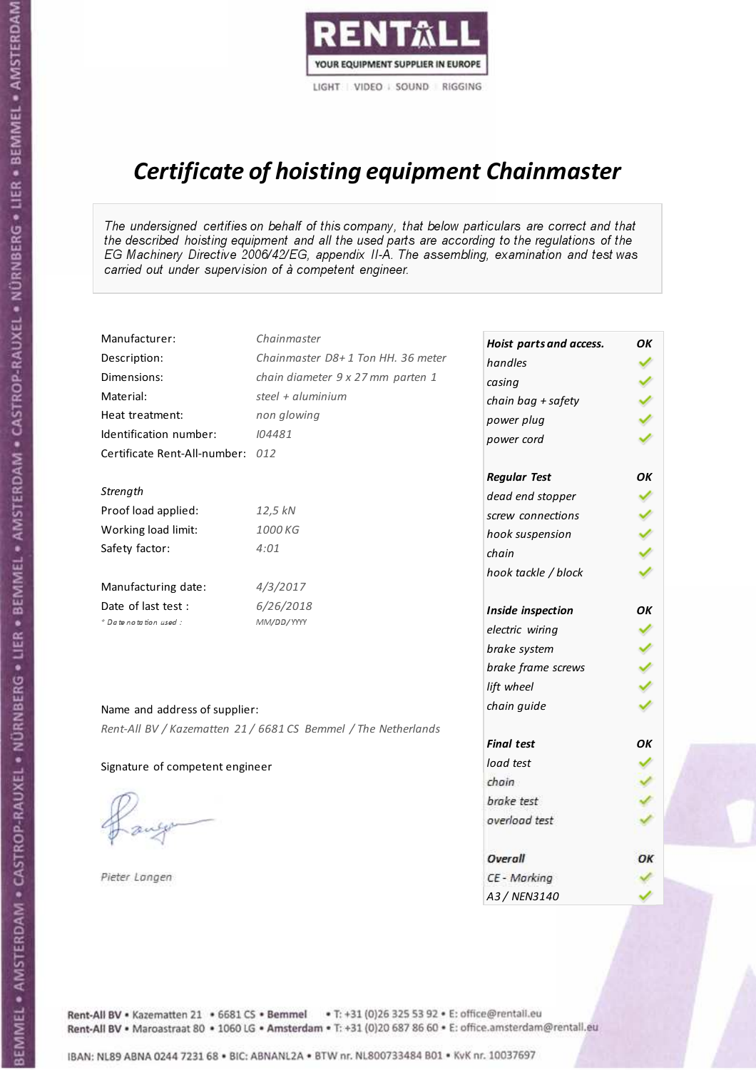RENTALL
YOUR EQUIPMENT SUPPLIER IN EUROPE
LIGHT | VIDEO | SOUND | RIGGING

# *Certificate of hoisting equipment Chainmaster*

*The undersigned certifies on behalf of this company, that below particulars are correct and that the described hoisting equipment and all the used parts are according to the regulations of the EG Machinery Directive 2006/42/EG, appendix II-A. The assembling, examination and test was carried out under supervision of à competent engineer.*

| | |
|---|---|
| Manufacturer: | *Chainmaster* |
| Description: | *Chainmaster D8+ 1 Ton HH. 36 meter* |
| Dimensions: | *chain diameter 9 x 27 mm parten 1* |
| Material: | *steel + aluminium* |
| Heat treatment: | *non glowing* |
| Identification number: | *I04481* |
| Certificate Rent-All-number: | *012* |

*Strength*

| | |
|---|---|
| Proof load applied: | *12,5 kN* |
| Working load limit: | *1000 KG* |
| Safety factor: | *4:01* |

| | |
|---|---|
| Manufacturing date: | *4/3/2017* |
| Date of last test : | *6/26/2018* |
| *\* Date notation used :* | *MM/DD/YYYY* |

| ***Hoist parts and access.*** | ***OK*** |
|---|---|
| *handles* | ✓ |
| *casing* | ✓ |
| *chain bag + safety* | ✓ |
| *power plug* | ✓ |
| *power cord* | ✓ |
| ***Regular Test*** | ***OK*** |
| *dead end stopper* | ✓ |
| *screw connections* | ✓ |
| *hook suspension* | ✓ |
| *chain* | ✓ |
| *hook tackle / block* | ✓ |
| ***Inside inspection*** | ***OK*** |
| *electric wiring* | ✓ |
| *brake system* | ✓ |
| *brake frame screws* | ✓ |
| *lift wheel* | ✓ |
| *chain guide* | ✓ |
| ***Final test*** | ***OK*** |
| *load test* | ✓ |
| *chain* | ✓ |
| *brake test* | ✓ |
| *overload test* | ✓ |
| ***Overall*** | ***OK*** |
| *CE - Marking* | ✓ |
| *A3 / NEN3140* | ✓ |

Name and address of supplier:

*Rent-All BV / Kazematten 21 / 6681 CS Bemmel / The Netherlands*

Signature of competent engineer

*Pieter Langen*

Rent-All BV • Kazematten 21 • 6681 CS • **Bemmel** • T: +31 (0)26 325 53 92 • E: office@rentall.eu
Rent-All BV • Maroastraat 80 • 1060 LG • **Amsterdam** • T: +31 (0)20 687 86 60 • E: office.amsterdam@rentall.eu

IBAN: NL89 ABNA 0244 7231 68 • BIC: ABNANL2A • BTW nr. NL800733484 B01 • KvK nr. 10037697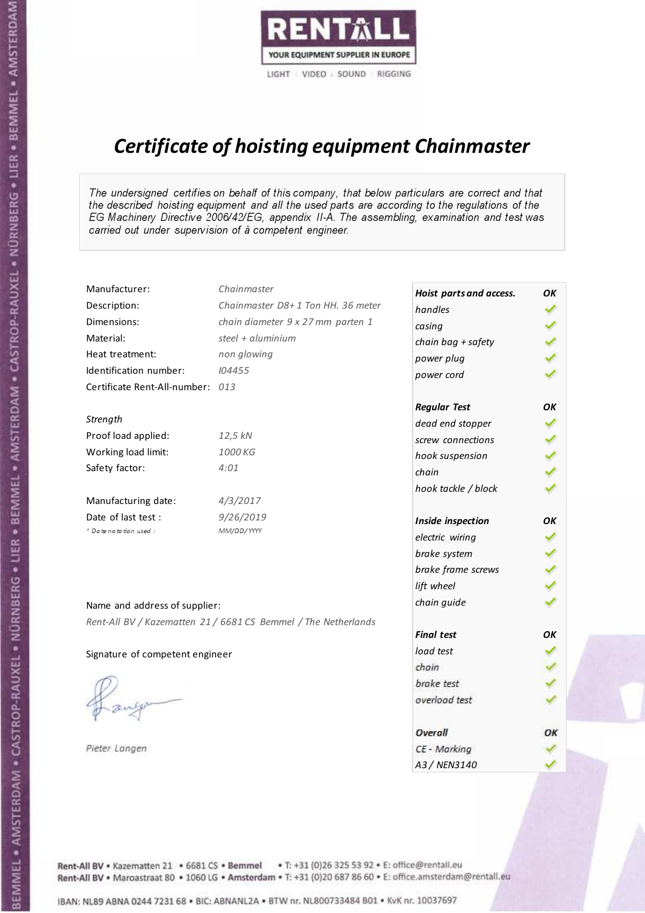RENTALL

YOUR EQUIPMENT SUPPLIER IN EUROPE

LIGHT | VIDEO | SOUND | RIGGING

# Certificate of hoisting equipment Chainmaster

*The undersigned certifies on behalf of this company, that below particulars are correct and that the described hoisting equipment and all the used parts are according to the regulations of the EG Machinery Directive 2006/42/EG, appendix II-A. The assembling, examination and test was carried out under supervision of à competent engineer.*

| | |
|---|---|
| Manufacturer: | *Chainmaster* |
| Description: | *Chainmaster D8+ 1 Ton HH. 36 meter* |
| Dimensions: | *chain diameter 9 x 27 mm parten 1* |
| Material: | *steel + aluminium* |
| Heat treatment: | *non glowing* |
| Identification number: | *I04455* |
| Certificate Rent-All-number: | *013* |

*Strength*

| | |
|---|---|
| Proof load applied: | *12,5 kN* |
| Working load limit: | *1000 KG* |
| Safety factor: | *4:01* |

| | |
|---|---|
| Manufacturing date: | *4/3/2017* |
| Date of last test : | *9/26/2019* |
| *\* Date notation used :* | *MM/DD/YYYY* |

| **Hoist parts and access.** | **OK** |
|---|---|
| handles | ✓ |
| casing | ✓ |
| chain bag + safety | ✓ |
| power plug | ✓ |
| power cord | ✓ |
| **Regular Test** | **OK** |
| dead end stopper | ✓ |
| screw connections | ✓ |
| hook suspension | ✓ |
| chain | ✓ |
| hook tackle / block | ✓ |
| **Inside inspection** | **OK** |
| electric wiring | ✓ |
| brake system | ✓ |
| brake frame screws | ✓ |
| lift wheel | ✓ |
| chain guide | ✓ |
| **Final test** | **OK** |
| load test | ✓ |
| chain | ✓ |
| brake test | ✓ |
| overload test | ✓ |
| **Overall** | **OK** |
| CE - Marking | ✓ |
| A3 / NEN3140 | ✓ |

Name and address of supplier:

*Rent-All BV / Kazematten 21 / 6681 CS Bemmel / The Netherlands*

Signature of competent engineer

*Pieter Langen*

Rent-All BV • Kazematten 21 • 6681 CS • Bemmel • T: +31 (0)26 325 53 92 • E: office@rentall.eu
Rent-All BV • Maroastraat 80 • 1060 LG • Amsterdam • T: +31 (0)20 687 86 60 • E: office.amsterdam@rentall.eu

IBAN: NL89 ABNA 0244 7231 68 • BIC: ABNANL2A • BTW nr. NL800733484 B01 • KvK nr. 10037697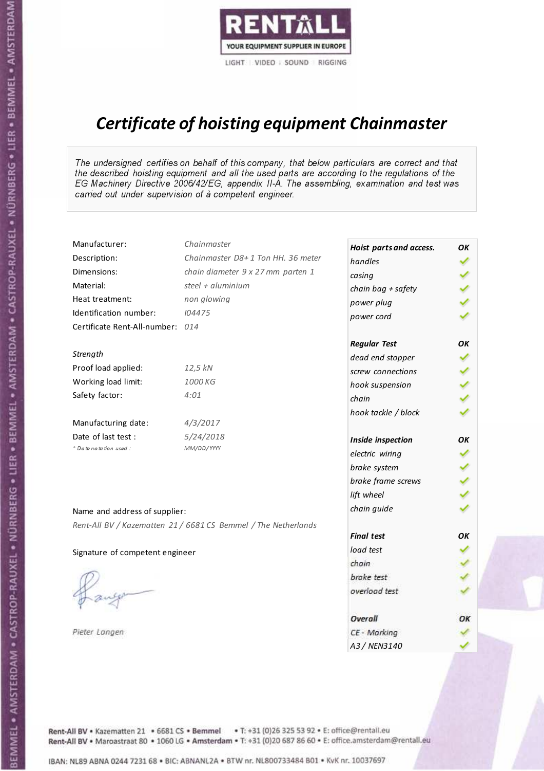RENTALL
YOUR EQUIPMENT SUPPLIER IN EUROPE
LIGHT | VIDEO | SOUND | RIGGING

# Certificate of hoisting equipment Chainmaster

*The undersigned certifies on behalf of this company, that below particulars are correct and that the described hoisting equipment and all the used parts are according to the regulations of the EG Machinery Directive 2006/42/EG, appendix II-A. The assembling, examination and test was carried out under supervision of à competent engineer.*

| | |
|---|---|
| Manufacturer: | *Chainmaster* |
| Description: | *Chainmaster D8+ 1 Ton HH. 36 meter* |
| Dimensions: | *chain diameter 9 x 27 mm parten 1* |
| Material: | *steel + aluminium* |
| Heat treatment: | *non glowing* |
| Identification number: | *I04475* |
| Certificate Rent-All-number: | *014* |

*Strength*

| | |
|---|---|
| Proof load applied: | *12,5 kN* |
| Working load limit: | *1000 KG* |
| Safety factor: | *4:01* |

| | |
|---|---|
| Manufacturing date: | *4/3/2017* |
| Date of last test : | *5/24/2018* |
| * Date notation used : | *MM/DD/YYYY* |

Name and address of supplier:

*Rent-All BV / Kazematten 21 / 6681 CS Bemmel / The Netherlands*

Signature of competent engineer

*Pieter Langen*

| Hoist parts and access. | OK |
|---|---|
| handles | ✓ |
| casing | ✓ |
| chain bag + safety | ✓ |
| power plug | ✓ |
| power cord | ✓ |
| **Regular Test** | **OK** |
| dead end stopper | ✓ |
| screw connections | ✓ |
| hook suspension | ✓ |
| chain | ✓ |
| hook tackle / block | ✓ |
| **Inside inspection** | **OK** |
| electric wiring | ✓ |
| brake system | ✓ |
| brake frame screws | ✓ |
| lift wheel | ✓ |
| chain guide | ✓ |
| **Final test** | **OK** |
| load test | ✓ |
| chain | ✓ |
| brake test | ✓ |
| overload test | ✓ |
| **Overall** | **OK** |
| CE - Marking | ✓ |
| A3 / NEN3140 | ✓ |

Rent-All BV • Kazematten 21 • 6681 CS • Bemmel • T: +31 (0)26 325 53 92 • E: office@rentall.eu
Rent-All BV • Maroastraat 80 • 1060 LG • Amsterdam • T: +31 (0)20 687 86 60 • E: office.amsterdam@rentall.eu

IBAN: NL89 ABNA 0244 7231 68 • BIC: ABNANL2A • BTW nr. NL800733484 B01 • KvK nr. 10037697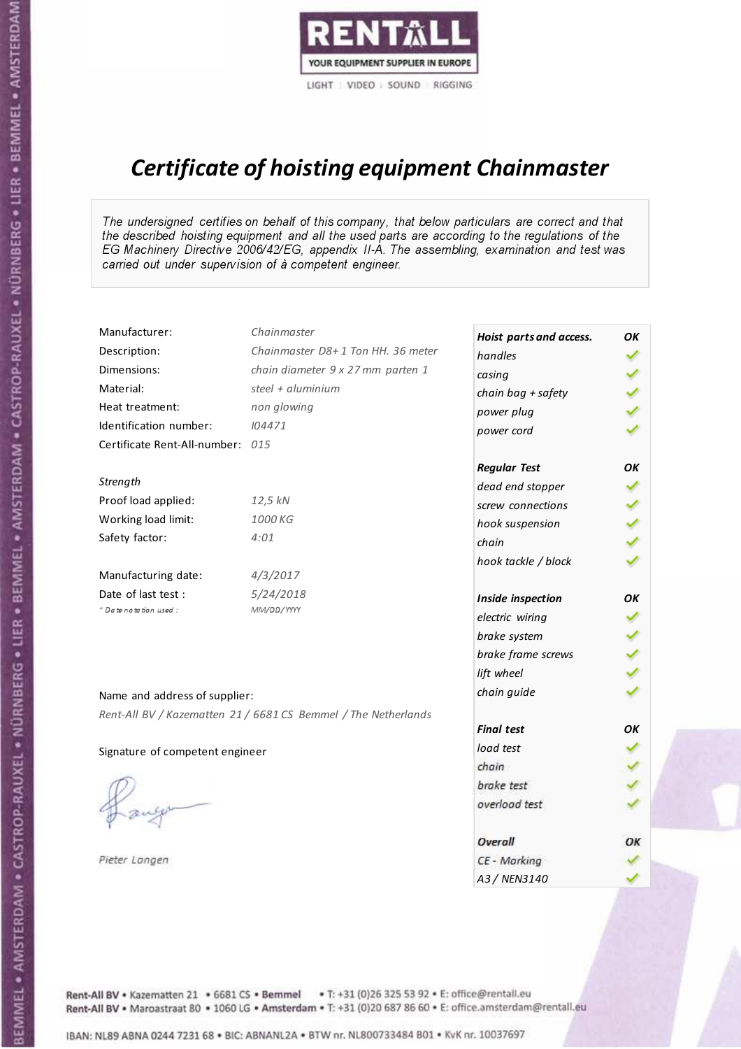RENTALL
YOUR EQUIPMENT SUPPLIER IN EUROPE
LIGHT | VIDEO | SOUND | RIGGING

# *Certificate of hoisting equipment Chainmaster*

*The undersigned certifies on behalf of this company, that below particulars are correct and that the described hoisting equipment and all the used parts are according to the regulations of the EG Machinery Directive 2006/42/EG, appendix II-A. The assembling, examination and test was carried out under supervision of à competent engineer.*

| | |
|---|---|
| Manufacturer: | *Chainmaster* |
| Description: | *Chainmaster D8+ 1 Ton HH. 36 meter* |
| Dimensions: | *chain diameter 9 x 27 mm parten 1* |
| Material: | *steel + aluminium* |
| Heat treatment: | *non glowing* |
| Identification number: | *I04471* |
| Certificate Rent-All-number: | *015* |

*Strength*

| | |
|---|---|
| Proof load applied: | *12,5 kN* |
| Working load limit: | *1000 KG* |
| Safety factor: | *4:01* |

| | |
|---|---|
| Manufacturing date: | *4/3/2017* |
| Date of last test : | *5/24/2018* |
| *\* Date notation used :* | *MM/DD/YYYY* |

| ***Hoist parts and access.*** | ***OK*** |
|---|---|
| *handles* | ✓ |
| *casing* | ✓ |
| *chain bag + safety* | ✓ |
| *power plug* | ✓ |
| *power cord* | ✓ |
| ***Regular Test*** | ***OK*** |
| *dead end stopper* | ✓ |
| *screw connections* | ✓ |
| *hook suspension* | ✓ |
| *chain* | ✓ |
| *hook tackle / block* | ✓ |
| ***Inside inspection*** | ***OK*** |
| *electric wiring* | ✓ |
| *brake system* | ✓ |
| *brake frame screws* | ✓ |
| *lift wheel* | ✓ |
| *chain guide* | ✓ |
| ***Final test*** | ***OK*** |
| *load test* | ✓ |
| *chain* | ✓ |
| *brake test* | ✓ |
| *overload test* | ✓ |
| ***Overall*** | ***OK*** |
| *CE - Marking* | ✓ |
| *A3 / NEN3140* | ✓ |

Name and address of supplier:

*Rent-All BV / Kazematten 21 / 6681 CS Bemmel / The Netherlands*

Signature of competent engineer

*Pieter Langen*

Rent-All BV • Kazematten 21 • 6681 CS • **Bemmel** • T: +31 (0)26 325 53 92 • E: office@rentall.eu
Rent-All BV • Maroastraat 80 • 1060 LG • **Amsterdam** • T: +31 (0)20 687 86 60 • E: office.amsterdam@rentall.eu

IBAN: NL89 ABNA 0244 7231 68 • BIC: ABNANL2A • BTW nr. NL800733484 B01 • KvK nr. 10037697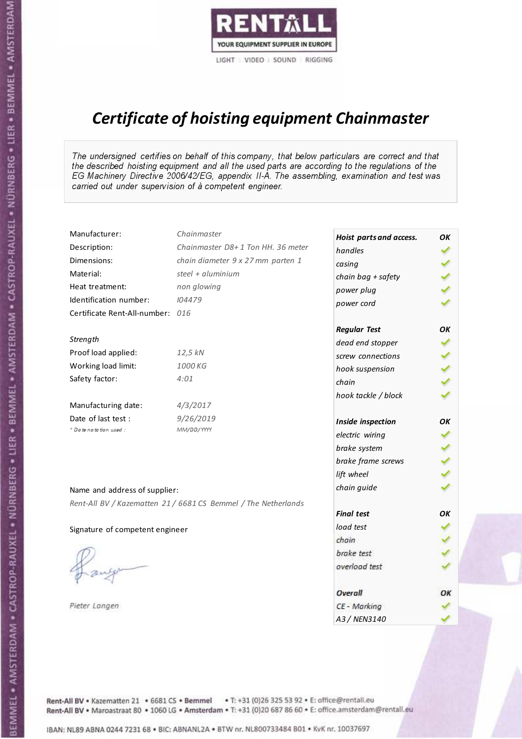RENTALL

YOUR EQUIPMENT SUPPLIER IN EUROPE

LIGHT | VIDEO | SOUND | RIGGING

# *Certificate of hoisting equipment Chainmaster*

*The undersigned certifies on behalf of this company, that below particulars are correct and that the described hoisting equipment and all the used parts are according to the regulations of the EG Machinery Directive 2006/42/EG, appendix II-A. The assembling, examination and test was carried out under supervision of à competent engineer.*

| | |
|---|---|
| Manufacturer: | *Chainmaster* |
| Description: | *Chainmaster D8+ 1 Ton HH. 36 meter* |
| Dimensions: | *chain diameter 9 x 27 mm parten 1* |
| Material: | *steel + aluminium* |
| Heat treatment: | *non glowing* |
| Identification number: | *I04479* |
| Certificate Rent-All-number: | *016* |
| | |
| *Strength* | |
| Proof load applied: | *12,5 kN* |
| Working load limit: | *1000 KG* |
| Safety factor: | *4:01* |
| | |
| Manufacturing date: | *4/3/2017* |
| Date of last test : | *9/26/2019* |
| *\* Date notation used :* | *MM/DD/YYYY* |

| ***Hoist parts and access.*** | ***OK*** |
|---|---|
| *handles* | ✓ |
| *casing* | ✓ |
| *chain bag + safety* | ✓ |
| *power plug* | ✓ |
| *power cord* | ✓ |
| ***Regular Test*** | ***OK*** |
| *dead end stopper* | ✓ |
| *screw connections* | ✓ |
| *hook suspension* | ✓ |
| *chain* | ✓ |
| *hook tackle / block* | ✓ |
| ***Inside inspection*** | ***OK*** |
| *electric wiring* | ✓ |
| *brake system* | ✓ |
| *brake frame screws* | ✓ |
| *lift wheel* | ✓ |
| *chain guide* | ✓ |
| ***Final test*** | ***OK*** |
| *load test* | ✓ |
| *chain* | ✓ |
| *brake test* | ✓ |
| *overload test* | ✓ |
| ***Overall*** | ***OK*** |
| *CE - Marking* | ✓ |
| *A3 / NEN3140* | ✓ |

Name and address of supplier:

*Rent-All BV / Kazematten 21 / 6681 CS Bemmel / The Netherlands*

Signature of competent engineer

*Pieter Langen*

Rent-All BV • Kazematten 21 • 6681 CS • **Bemmel** • T: +31 (0)26 325 53 92 • E: office@rentall.eu
Rent-All BV • Maroastraat 80 • 1060 LG • **Amsterdam** • T: +31 (0)20 687 86 60 • E: office.amsterdam@rentall.eu

IBAN: NL89 ABNA 0244 7231 68 • BIC: ABNANL2A • BTW nr. NL800733484 B01 • KvK nr. 10037697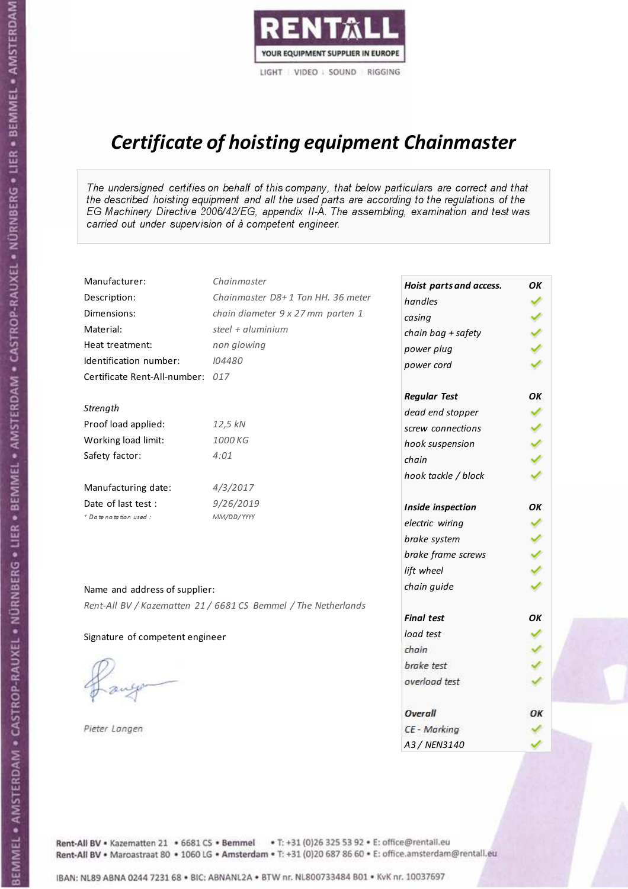RENTALL

YOUR EQUIPMENT SUPPLIER IN EUROPE

LIGHT | VIDEO | SOUND | RIGGING

# Certificate of hoisting equipment Chainmaster

*The undersigned certifies on behalf of this company, that below particulars are correct and that the described hoisting equipment and all the used parts are according to the regulations of the EG Machinery Directive 2006/42/EG, appendix II-A. The assembling, examination and test was carried out under supervision of à competent engineer.*

| | |
|---|---|
| Manufacturer: | *Chainmaster* |
| Description: | *Chainmaster D8+ 1 Ton HH. 36 meter* |
| Dimensions: | *chain diameter 9 x 27 mm parten 1* |
| Material: | *steel + aluminium* |
| Heat treatment: | *non glowing* |
| Identification number: | *I04480* |
| Certificate Rent-All-number: | *017* |

*Strength*

| | |
|---|---|
| Proof load applied: | *12,5 kN* |
| Working load limit: | *1000 KG* |
| Safety factor: | *4:01* |

| | |
|---|---|
| Manufacturing date: | *4/3/2017* |
| Date of last test : | *9/26/2019* |
| *\* Date notation used :* | *MM/DD/YYYY* |

Name and address of supplier:

*Rent-All BV / Kazematten 21 / 6681 CS Bemmel / The Netherlands*

Signature of competent engineer

*Pieter Langen*

| ***Hoist parts and access.*** | ***OK*** |
|---|---|
| *handles* | ✓ |
| *casing* | ✓ |
| *chain bag + safety* | ✓ |
| *power plug* | ✓ |
| *power cord* | ✓ |
| ***Regular Test*** | ***OK*** |
| *dead end stopper* | ✓ |
| *screw connections* | ✓ |
| *hook suspension* | ✓ |
| *chain* | ✓ |
| *hook tackle / block* | ✓ |
| ***Inside inspection*** | ***OK*** |
| *electric wiring* | ✓ |
| *brake system* | ✓ |
| *brake frame screws* | ✓ |
| *lift wheel* | ✓ |
| *chain guide* | ✓ |
| ***Final test*** | ***OK*** |
| *load test* | ✓ |
| *chain* | ✓ |
| *brake test* | ✓ |
| *overload test* | ✓ |
| ***Overall*** | ***OK*** |
| *CE - Marking* | ✓ |
| *A3 / NEN3140* | ✓ |

Rent-All BV • Kazematten 21 • 6681 CS • **Bemmel** • T: +31 (0)26 325 53 92 • E: office@rentall.eu
Rent-All BV • Maroastraat 80 • 1060 LG • **Amsterdam** • T: +31 (0)20 687 86 60 • E: office.amsterdam@rentall.eu

IBAN: NL89 ABNA 0244 7231 68 • BIC: ABNANL2A • BTW nr. NL800733484 B01 • KvK nr. 10037697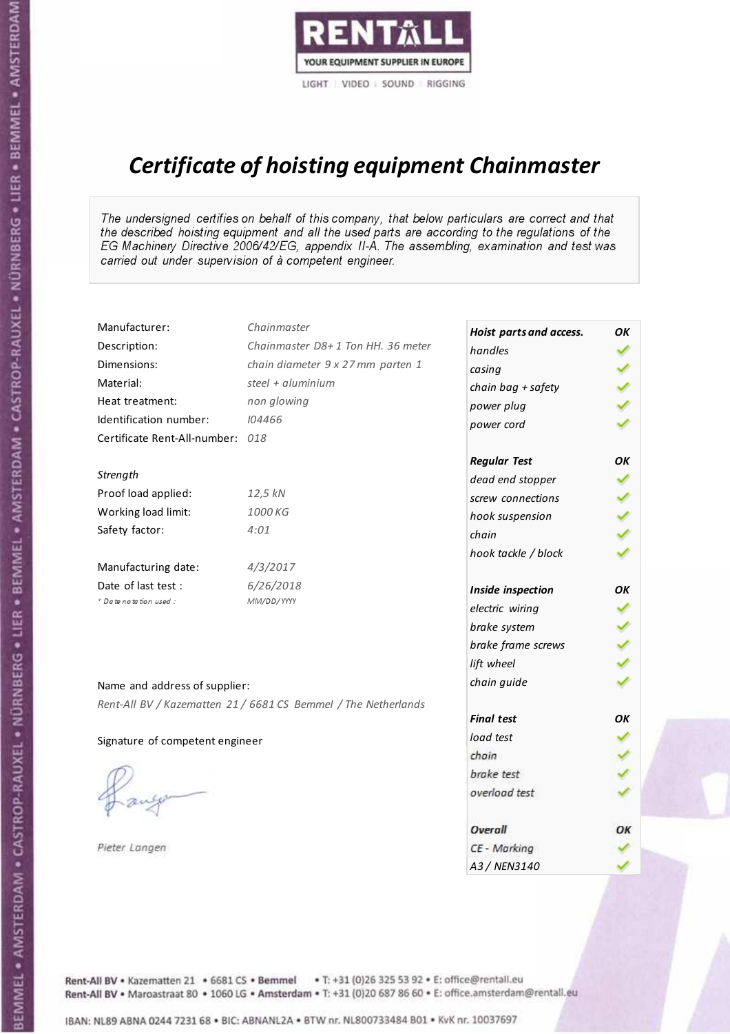RENTALL

YOUR EQUIPMENT SUPPLIER IN EUROPE

LIGHT | VIDEO | SOUND | RIGGING

# Certificate of hoisting equipment Chainmaster

*The undersigned certifies on behalf of this company, that below particulars are correct and that the described hoisting equipment and all the used parts are according to the regulations of the EG Machinery Directive 2006/42/EG, appendix II-A. The assembling, examination and test was carried out under supervision of à competent engineer.*

| | |
|---|---|
| Manufacturer: | *Chainmaster* |
| Description: | *Chainmaster D8+ 1 Ton HH. 36 meter* |
| Dimensions: | *chain diameter 9 x 27 mm parten 1* |
| Material: | *steel + aluminium* |
| Heat treatment: | *non glowing* |
| Identification number: | *I04466* |
| Certificate Rent-All-number: | *018* |

*Strength*

| | |
|---|---|
| Proof load applied: | *12,5 kN* |
| Working load limit: | *1000 KG* |
| Safety factor: | *4:01* |

| | |
|---|---|
| Manufacturing date: | *4/3/2017* |
| Date of last test : | *6/26/2018* |
| *\* Date notation used :* | *MM/DD/YYYY* |

Name and address of supplier:

*Rent-All BV / Kazematten 21 / 6681 CS Bemmel / The Netherlands*

Signature of competent engineer

*Pieter Langen*

| ***Hoist parts and access.*** | ***OK*** |
|---|---|
| *handles* | ✓ |
| *casing* | ✓ |
| *chain bag + safety* | ✓ |
| *power plug* | ✓ |
| *power cord* | ✓ |
| ***Regular Test*** | ***OK*** |
| *dead end stopper* | ✓ |
| *screw connections* | ✓ |
| *hook suspension* | ✓ |
| *chain* | ✓ |
| *hook tackle / block* | ✓ |
| ***Inside inspection*** | ***OK*** |
| *electric wiring* | ✓ |
| *brake system* | ✓ |
| *brake frame screws* | ✓ |
| *lift wheel* | ✓ |
| *chain guide* | ✓ |
| ***Final test*** | ***OK*** |
| *load test* | ✓ |
| *chain* | ✓ |
| *brake test* | ✓ |
| *overload test* | ✓ |
| ***Overall*** | ***OK*** |
| *CE - Marking* | ✓ |
| *A3 / NEN3140* | ✓ |

Rent-All BV • Kazematten 21 • 6681 CS • **Bemmel** • T: +31 (0)26 325 53 92 • E: office@rentall.eu
Rent-All BV • Maroastraat 80 • 1060 LG • **Amsterdam** • T: +31 (0)20 687 86 60 • E: office.amsterdam@rentall.eu

IBAN: NL89 ABNA 0244 7231 68 • BIC: ABNANL2A • BTW nr. NL800733484 B01 • KvK nr. 10037697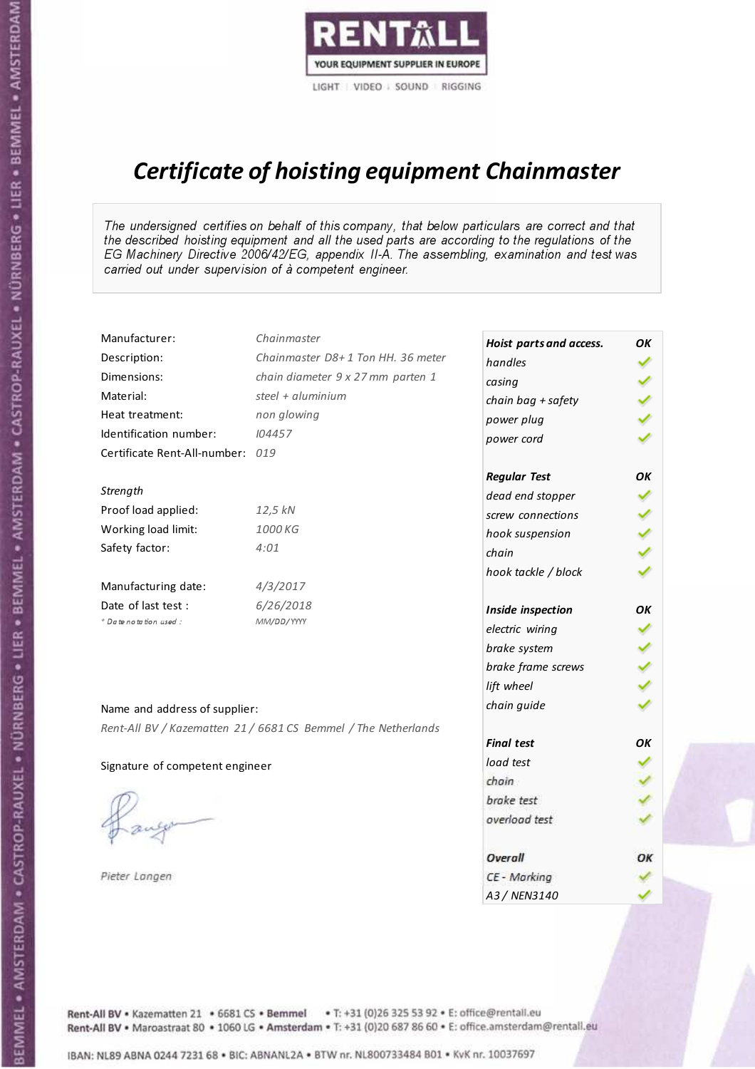RENTALL
YOUR EQUIPMENT SUPPLIER IN EUROPE
LIGHT | VIDEO | SOUND | RIGGING

# *Certificate of hoisting equipment Chainmaster*

*The undersigned certifies on behalf of this company, that below particulars are correct and that the described hoisting equipment and all the used parts are according to the regulations of the EG Machinery Directive 2006/42/EG, appendix II-A. The assembling, examination and test was carried out under supervision of à competent engineer.*

| | |
|---|---|
| Manufacturer: | *Chainmaster* |
| Description: | *Chainmaster D8+ 1 Ton HH. 36 meter* |
| Dimensions: | *chain diameter 9 x 27 mm parten 1* |
| Material: | *steel + aluminium* |
| Heat treatment: | *non glowing* |
| Identification number: | *I04457* |
| Certificate Rent-All-number: | *019* |

*Strength*

| | |
|---|---|
| Proof load applied: | *12,5 kN* |
| Working load limit: | *1000 KG* |
| Safety factor: | *4:01* |

| | |
|---|---|
| Manufacturing date: | *4/3/2017* |
| Date of last test : | *6/26/2018* |
| *\* Date notation used :* | *MM/DD/YYYY* |

| ***Hoist parts and access.*** | ***OK*** |
|---|---|
| *handles* | ✓ |
| *casing* | ✓ |
| *chain bag + safety* | ✓ |
| *power plug* | ✓ |
| *power cord* | ✓ |
| ***Regular Test*** | ***OK*** |
| *dead end stopper* | ✓ |
| *screw connections* | ✓ |
| *hook suspension* | ✓ |
| *chain* | ✓ |
| *hook tackle / block* | ✓ |
| ***Inside inspection*** | ***OK*** |
| *electric wiring* | ✓ |
| *brake system* | ✓ |
| *brake frame screws* | ✓ |
| *lift wheel* | ✓ |
| *chain guide* | ✓ |
| ***Final test*** | ***OK*** |
| *load test* | ✓ |
| *chain* | ✓ |
| *brake test* | ✓ |
| *overload test* | ✓ |
| ***Overall*** | ***OK*** |
| *CE - Marking* | ✓ |
| *A3 / NEN3140* | ✓ |

Name and address of supplier:

*Rent-All BV / Kazematten 21 / 6681 CS Bemmel / The Netherlands*

Signature of competent engineer

*Pieter Langen*

Rent-All BV • Kazematten 21 • 6681 CS • **Bemmel** • T: +31 (0)26 325 53 92 • E: office@rentall.eu
Rent-All BV • Maroastraat 80 • 1060 LG • **Amsterdam** • T: +31 (0)20 687 86 60 • E: office.amsterdam@rentall.eu

IBAN: NL89 ABNA 0244 7231 68 • BIC: ABNANL2A • BTW nr. NL800733484 B01 • KvK nr. 10037697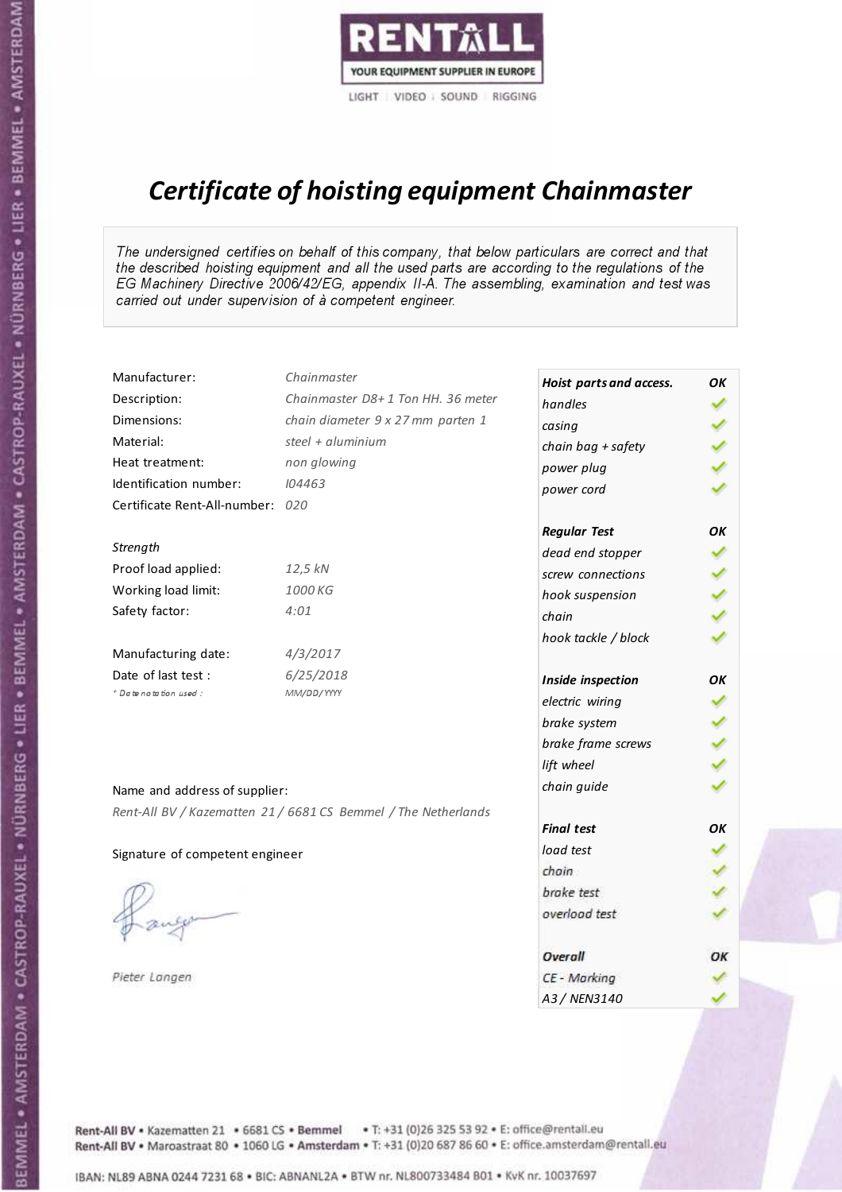RENTALL

YOUR EQUIPMENT SUPPLIER IN EUROPE

LIGHT | VIDEO | SOUND | RIGGING

# *Certificate of hoisting equipment Chainmaster*

*The undersigned certifies on behalf of this company, that below particulars are correct and that the described hoisting equipment and all the used parts are according to the regulations of the EG Machinery Directive 2006/42/EG, appendix II-A. The assembling, examination and test was carried out under supervision of à competent engineer.*

| | |
|---|---|
| Manufacturer: | *Chainmaster* |
| Description: | *Chainmaster D8+ 1 Ton HH. 36 meter* |
| Dimensions: | *chain diameter 9 x 27 mm parten 1* |
| Material: | *steel + aluminium* |
| Heat treatment: | *non glowing* |
| Identification number: | *I04463* |
| Certificate Rent-All-number: | *020* |

*Strength*

| | |
|---|---|
| Proof load applied: | *12,5 kN* |
| Working load limit: | *1000 KG* |
| Safety factor: | *4:01* |

| | |
|---|---|
| Manufacturing date: | *4/3/2017* |
| Date of last test : | *6/25/2018* |
| *\* Date notation used :* | *MM/DD/YYYY* |

| ***Hoist parts and access.*** | ***OK*** |
|---|---|
| *handles* | ✓ |
| *casing* | ✓ |
| *chain bag + safety* | ✓ |
| *power plug* | ✓ |
| *power cord* | ✓ |
| ***Regular Test*** | ***OK*** |
| *dead end stopper* | ✓ |
| *screw connections* | ✓ |
| *hook suspension* | ✓ |
| *chain* | ✓ |
| *hook tackle / block* | ✓ |
| ***Inside inspection*** | ***OK*** |
| *electric wiring* | ✓ |
| *brake system* | ✓ |
| *brake frame screws* | ✓ |
| *lift wheel* | ✓ |
| *chain guide* | ✓ |
| ***Final test*** | ***OK*** |
| *load test* | ✓ |
| *chain* | ✓ |
| *brake test* | ✓ |
| *overload test* | ✓ |
| ***Overall*** | ***OK*** |
| *CE - Marking* | ✓ |
| *A3 / NEN3140* | ✓ |

Name and address of supplier:

*Rent-All BV / Kazematten 21 / 6681 CS Bemmel / The Netherlands*

Signature of competent engineer

*Pieter Langen*

Rent-All BV • Kazematten 21 • 6681 CS • **Bemmel** • T: +31 (0)26 325 53 92 • E: office@rentall.eu
Rent-All BV • Maroastraat 80 • 1060 LG • **Amsterdam** • T: +31 (0)20 687 86 60 • E: office.amsterdam@rentall.eu

IBAN: NL89 ABNA 0244 7231 68 • BIC: ABNANL2A • BTW nr. NL800733484 B01 • KvK nr. 10037697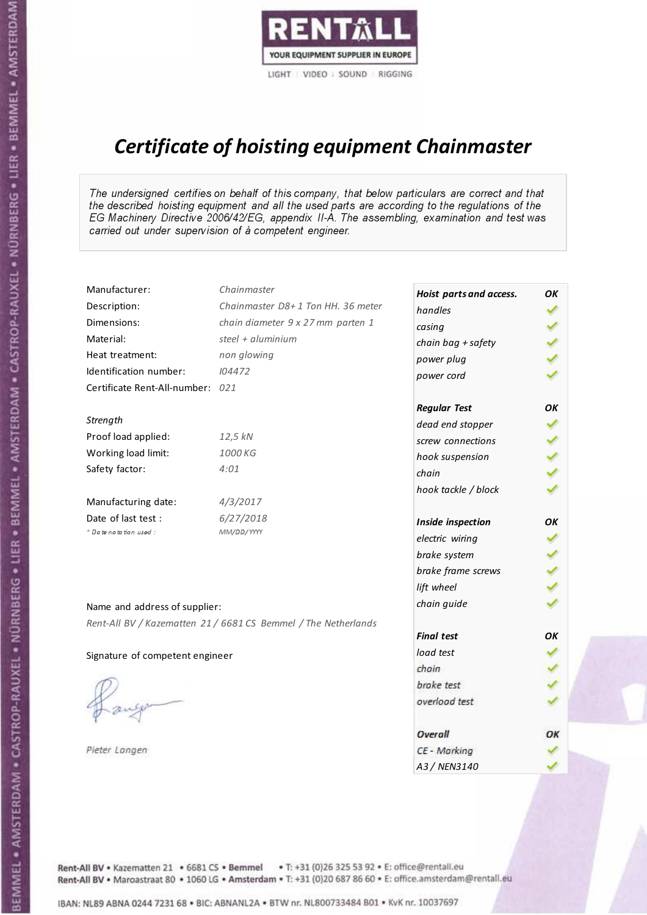RENTALL

YOUR EQUIPMENT SUPPLIER IN EUROPE

LIGHT | VIDEO | SOUND | RIGGING

# *Certificate of hoisting equipment Chainmaster*

*The undersigned certifies on behalf of this company, that below particulars are correct and that the described hoisting equipment and all the used parts are according to the regulations of the EG Machinery Directive 2006/42/EG, appendix II-A. The assembling, examination and test was carried out under supervision of à competent engineer.*

| | |
|---|---|
| Manufacturer: | *Chainmaster* |
| Description: | *Chainmaster D8+ 1 Ton HH. 36 meter* |
| Dimensions: | *chain diameter 9 x 27 mm parten 1* |
| Material: | *steel + aluminium* |
| Heat treatment: | *non glowing* |
| Identification number: | *I04472* |
| Certificate Rent-All-number: | *021* |
| | |
| *Strength* | |
| Proof load applied: | *12,5 kN* |
| Working load limit: | *1000 KG* |
| Safety factor: | *4:01* |
| | |
| Manufacturing date: | *4/3/2017* |
| Date of last test : | *6/27/2018* |
| *\* Date notation used :* | *MM/DD/YYYY* |

| ***Hoist parts and access.*** | ***OK*** |
|---|---|
| *handles* | ✓ |
| *casing* | ✓ |
| *chain bag + safety* | ✓ |
| *power plug* | ✓ |
| *power cord* | ✓ |
| ***Regular Test*** | ***OK*** |
| *dead end stopper* | ✓ |
| *screw connections* | ✓ |
| *hook suspension* | ✓ |
| *chain* | ✓ |
| *hook tackle / block* | ✓ |
| ***Inside inspection*** | ***OK*** |
| *electric wiring* | ✓ |
| *brake system* | ✓ |
| *brake frame screws* | ✓ |
| *lift wheel* | ✓ |
| *chain guide* | ✓ |
| ***Final test*** | ***OK*** |
| *load test* | ✓ |
| *chain* | ✓ |
| *brake test* | ✓ |
| *overload test* | ✓ |
| ***Overall*** | ***OK*** |
| *CE - Marking* | ✓ |
| *A3 / NEN3140* | ✓ |

Name and address of supplier:

*Rent-All BV / Kazematten 21 / 6681 CS Bemmel / The Netherlands*

Signature of competent engineer

*Pieter Langen*

Rent-All BV • Kazematten 21 • 6681 CS • **Bemmel** • T: +31 (0)26 325 53 92 • E: office@rentall.eu
Rent-All BV • Maroastraat 80 • 1060 LG • **Amsterdam** • T: +31 (0)20 687 86 60 • E: office.amsterdam@rentall.eu

IBAN: NL89 ABNA 0244 7231 68 • BIC: ABNANL2A • BTW nr. NL800733484 B01 • KvK nr. 10037697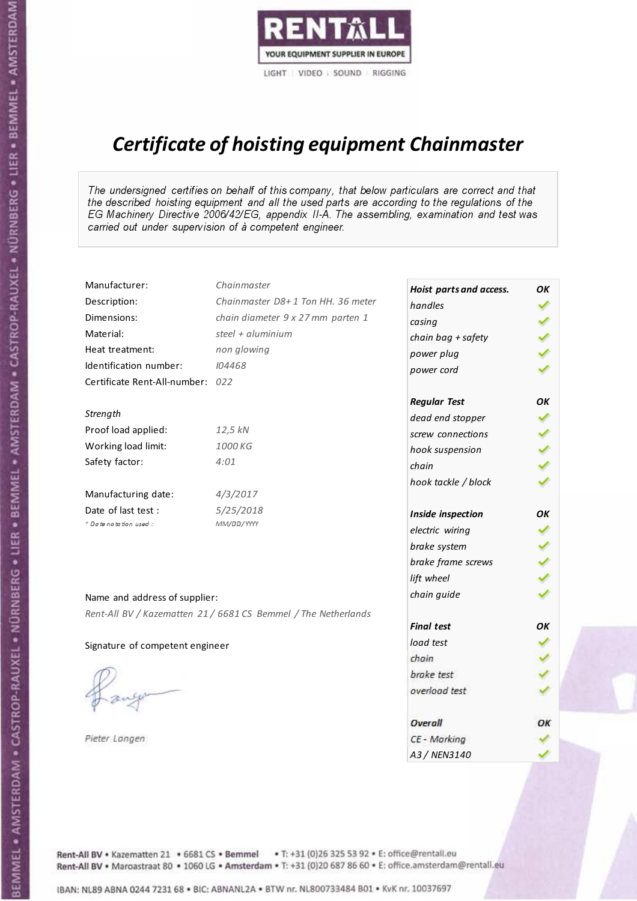RENTALL

YOUR EQUIPMENT SUPPLIER IN EUROPE

LIGHT | VIDEO | SOUND | RIGGING

# Certificate of hoisting equipment Chainmaster

*The undersigned certifies on behalf of this company, that below particulars are correct and that the described hoisting equipment and all the used parts are according to the regulations of the EG Machinery Directive 2006/42/EG, appendix II-A. The assembling, examination and test was carried out under supervision of à competent engineer.*

| | |
|---|---|
| Manufacturer: | *Chainmaster* |
| Description: | *Chainmaster D8+ 1 Ton HH. 36 meter* |
| Dimensions: | *chain diameter 9 x 27 mm parten 1* |
| Material: | *steel + aluminium* |
| Heat treatment: | *non glowing* |
| Identification number: | *I04468* |
| Certificate Rent-All-number: | *022* |

*Strength*

| | |
|---|---|
| Proof load applied: | *12,5 kN* |
| Working load limit: | *1000 KG* |
| Safety factor: | *4:01* |

| | |
|---|---|
| Manufacturing date: | *4/3/2017* |
| Date of last test : | *5/25/2018* |
| *\* Date notation used :* | *MM/DD/YYYY* |

| **Hoist parts and access.** | **OK** |
|---|---|
| handles | ✓ |
| casing | ✓ |
| chain bag + safety | ✓ |
| power plug | ✓ |
| power cord | ✓ |
| **Regular Test** | **OK** |
| dead end stopper | ✓ |
| screw connections | ✓ |
| hook suspension | ✓ |
| chain | ✓ |
| hook tackle / block | ✓ |
| **Inside inspection** | **OK** |
| electric wiring | ✓ |
| brake system | ✓ |
| brake frame screws | ✓ |
| lift wheel | ✓ |
| chain guide | ✓ |
| **Final test** | **OK** |
| load test | ✓ |
| chain | ✓ |
| brake test | ✓ |
| overload test | ✓ |
| **Overall** | **OK** |
| CE - Marking | ✓ |
| A3 / NEN3140 | ✓ |

Name and address of supplier:

*Rent-All BV / Kazematten 21 / 6681 CS Bemmel / The Netherlands*

Signature of competent engineer

*Pieter Langen*

Rent-All BV • Kazematten 21 • 6681 CS • **Bemmel** • T: +31 (0)26 325 53 92 • E: office@rentall.eu
Rent-All BV • Maroastraat 80 • 1060 LG • **Amsterdam** • T: +31 (0)20 687 86 60 • E: office.amsterdam@rentall.eu

IBAN: NL89 ABNA 0244 7231 68 • BIC: ABNANL2A • BTW nr. NL800733484 B01 • KvK nr. 10037697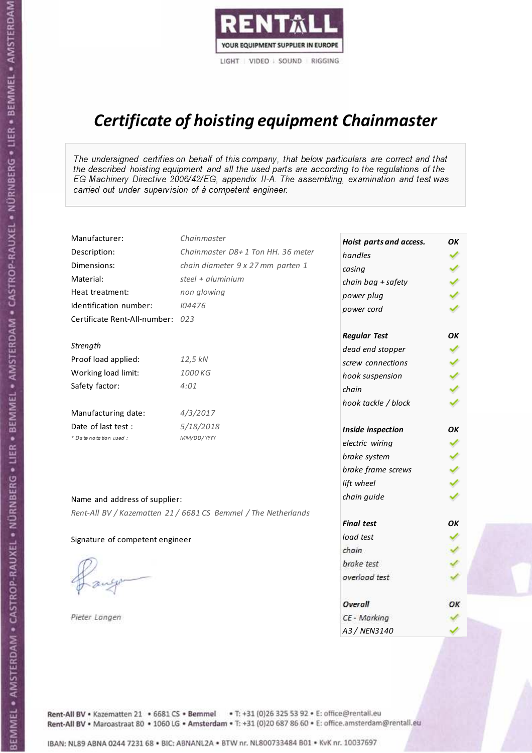RENTALL

YOUR EQUIPMENT SUPPLIER IN EUROPE

LIGHT | VIDEO | SOUND | RIGGING

# *Certificate of hoisting equipment Chainmaster*

*The undersigned certifies on behalf of this company, that below particulars are correct and that the described hoisting equipment and all the used parts are according to the regulations of the EG Machinery Directive 2006/42/EG, appendix II-A. The assembling, examination and test was carried out under supervision of à competent engineer.*

| | |
|---|---|
| Manufacturer: | *Chainmaster* |
| Description: | *Chainmaster D8+ 1 Ton HH. 36 meter* |
| Dimensions: | *chain diameter 9 x 27 mm parten 1* |
| Material: | *steel + aluminium* |
| Heat treatment: | *non glowing* |
| Identification number: | *I04476* |
| Certificate Rent-All-number: | *023* |

*Strength*

| | |
|---|---|
| Proof load applied: | *12,5 kN* |
| Working load limit: | *1000 KG* |
| Safety factor: | *4:01* |

| | |
|---|---|
| Manufacturing date: | *4/3/2017* |
| Date of last test : | *5/18/2018* |
| *\* Date notation used :* | *MM/DD/YYYY* |

| ***Hoist parts and access.*** | ***OK*** |
|---|---|
| *handles* | ✓ |
| *casing* | ✓ |
| *chain bag + safety* | ✓ |
| *power plug* | ✓ |
| *power cord* | ✓ |
| ***Regular Test*** | ***OK*** |
| *dead end stopper* | ✓ |
| *screw connections* | ✓ |
| *hook suspension* | ✓ |
| *chain* | ✓ |
| *hook tackle / block* | ✓ |
| ***Inside inspection*** | ***OK*** |
| *electric wiring* | ✓ |
| *brake system* | ✓ |
| *brake frame screws* | ✓ |
| *lift wheel* | ✓ |
| *chain guide* | ✓ |
| ***Final test*** | ***OK*** |
| *load test* | ✓ |
| *chain* | ✓ |
| *brake test* | ✓ |
| *overload test* | ✓ |
| ***Overall*** | ***OK*** |
| *CE - Marking* | ✓ |
| *A3 / NEN3140* | ✓ |

Name and address of supplier:

*Rent-All BV / Kazematten 21 / 6681 CS Bemmel / The Netherlands*

Signature of competent engineer

*Pieter Langen*

Rent-All BV • Kazematten 21 • 6681 CS • **Bemmel** • T: +31 (0)26 325 53 92 • E: office@rentall.eu
Rent-All BV • Maroastraat 80 • 1060 LG • **Amsterdam** • T: +31 (0)20 687 86 60 • E: office.amsterdam@rentall.eu

IBAN: NL89 ABNA 0244 7231 68 • BIC: ABNANL2A • BTW nr. NL800733484 B01 • KvK nr. 10037697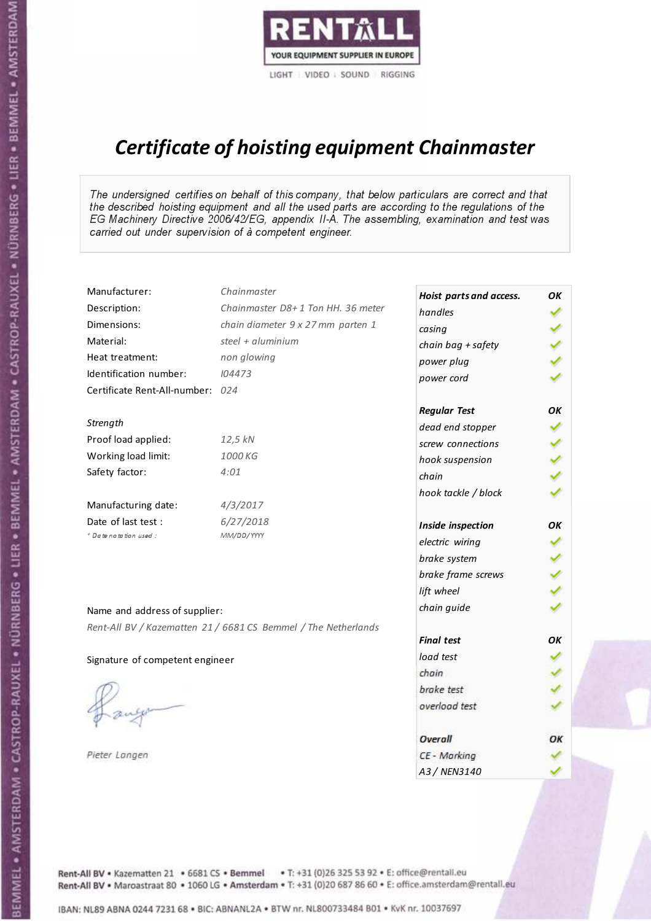RENTALL

YOUR EQUIPMENT SUPPLIER IN EUROPE

LIGHT | VIDEO | SOUND | RIGGING

# *Certificate of hoisting equipment Chainmaster*

*The undersigned certifies on behalf of this company, that below particulars are correct and that the described hoisting equipment and all the used parts are according to the regulations of the EG Machinery Directive 2006/42/EG, appendix II-A. The assembling, examination and test was carried out under supervision of à competent engineer.*

| | |
|---|---|
| Manufacturer: | *Chainmaster* |
| Description: | *Chainmaster D8+ 1 Ton HH. 36 meter* |
| Dimensions: | *chain diameter 9 x 27 mm parten 1* |
| Material: | *steel + aluminium* |
| Heat treatment: | *non glowing* |
| Identification number: | *I04473* |
| Certificate Rent-All-number: | *024* |

*Strength*

| | |
|---|---|
| Proof load applied: | *12,5 kN* |
| Working load limit: | *1000 KG* |
| Safety factor: | *4:01* |

| | |
|---|---|
| Manufacturing date: | *4/3/2017* |
| Date of last test : | *6/27/2018* |
| *\* Date notation used :* | *MM/DD/YYYY* |

| ***Hoist parts and access.*** | ***OK*** |
|---|---|
| *handles* | ✓ |
| *casing* | ✓ |
| *chain bag + safety* | ✓ |
| *power plug* | ✓ |
| *power cord* | ✓ |
| ***Regular Test*** | ***OK*** |
| *dead end stopper* | ✓ |
| *screw connections* | ✓ |
| *hook suspension* | ✓ |
| *chain* | ✓ |
| *hook tackle / block* | ✓ |
| ***Inside inspection*** | ***OK*** |
| *electric wiring* | ✓ |
| *brake system* | ✓ |
| *brake frame screws* | ✓ |
| *lift wheel* | ✓ |
| *chain guide* | ✓ |
| ***Final test*** | ***OK*** |
| *load test* | ✓ |
| *chain* | ✓ |
| *brake test* | ✓ |
| *overload test* | ✓ |
| ***Overall*** | ***OK*** |
| *CE - Marking* | ✓ |
| *A3 / NEN3140* | ✓ |

Name and address of supplier:

*Rent-All BV / Kazematten 21 / 6681 CS Bemmel / The Netherlands*

Signature of competent engineer

*Pieter Langen*

Rent-All BV • Kazematten 21 • 6681 CS • **Bemmel** • T: +31 (0)26 325 53 92 • E: office@rentall.eu
Rent-All BV • Maroastraat 80 • 1060 LG • **Amsterdam** • T: +31 (0)20 687 86 60 • E: office.amsterdam@rentall.eu

IBAN: NL89 ABNA 0244 7231 68 • BIC: ABNANL2A • BTW nr. NL800733484 B01 • KvK nr. 10037697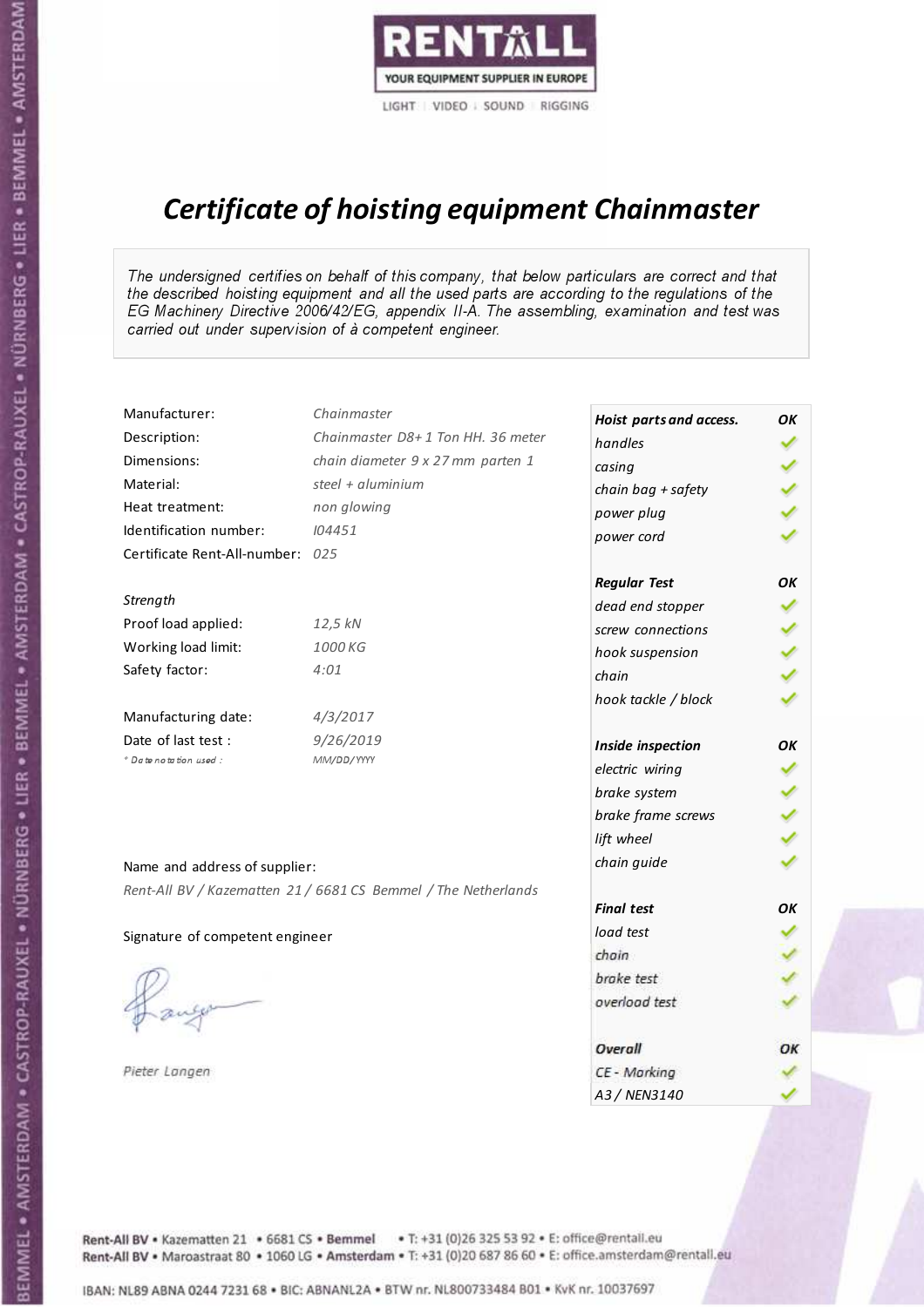RENTALL

YOUR EQUIPMENT SUPPLIER IN EUROPE

LIGHT | VIDEO | SOUND | RIGGING

# Certificate of hoisting equipment Chainmaster

*The undersigned certifies on behalf of this company, that below particulars are correct and that the described hoisting equipment and all the used parts are according to the regulations of the EG Machinery Directive 2006/42/EG, appendix II-A. The assembling, examination and test was carried out under supervision of à competent engineer.*

| | |
|---|---|
| Manufacturer: | *Chainmaster* |
| Description: | *Chainmaster D8+ 1 Ton HH. 36 meter* |
| Dimensions: | *chain diameter 9 x 27 mm parten 1* |
| Material: | *steel + aluminium* |
| Heat treatment: | *non glowing* |
| Identification number: | *I04451* |
| Certificate Rent-All-number: | *025* |

*Strength*

| | |
|---|---|
| Proof load applied: | *12,5 kN* |
| Working load limit: | *1000 KG* |
| Safety factor: | *4:01* |

| | |
|---|---|
| Manufacturing date: | *4/3/2017* |
| Date of last test : | *9/26/2019* |
| * Date notation used : | *MM/DD/YYYY* |

| ***Hoist parts and access.*** | ***OK*** |
|---|---|
| *handles* | ✓ |
| *casing* | ✓ |
| *chain bag + safety* | ✓ |
| *power plug* | ✓ |
| *power cord* | ✓ |
| ***Regular Test*** | ***OK*** |
| *dead end stopper* | ✓ |
| *screw connections* | ✓ |
| *hook suspension* | ✓ |
| *chain* | ✓ |
| *hook tackle / block* | ✓ |
| ***Inside inspection*** | ***OK*** |
| *electric wiring* | ✓ |
| *brake system* | ✓ |
| *brake frame screws* | ✓ |
| *lift wheel* | ✓ |
| *chain guide* | ✓ |
| ***Final test*** | ***OK*** |
| *load test* | ✓ |
| *chain* | ✓ |
| *brake test* | ✓ |
| *overload test* | ✓ |
| ***Overall*** | ***OK*** |
| *CE - Marking* | ✓ |
| *A3 / NEN3140* | ✓ |

Name and address of supplier:

*Rent-All BV / Kazematten 21 / 6681 CS Bemmel / The Netherlands*

Signature of competent engineer

*Pieter Langen*

Rent-All BV • Kazematten 21 • 6681 CS • **Bemmel** • T: +31 (0)26 325 53 92 • E: office@rentall.eu
Rent-All BV • Maroastraat 80 • 1060 LG • **Amsterdam** • T: +31 (0)20 687 86 60 • E: office.amsterdam@rentall.eu

IBAN: NL89 ABNA 0244 7231 68 • BIC: ABNANL2A • BTW nr. NL800733484 B01 • KvK nr. 10037697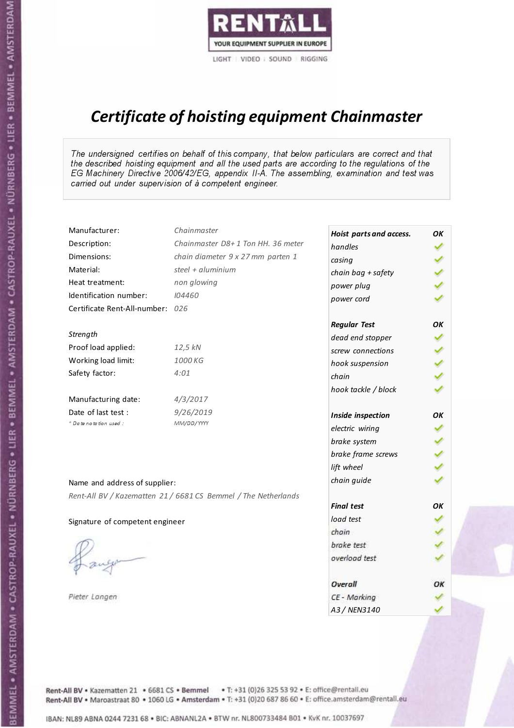RENTALL

YOUR EQUIPMENT SUPPLIER IN EUROPE

LIGHT | VIDEO | SOUND | RIGGING

# Certificate of hoisting equipment Chainmaster

*The undersigned certifies on behalf of this company, that below particulars are correct and that the described hoisting equipment and all the used parts are according to the regulations of the EG Machinery Directive 2006/42/EG, appendix II-A. The assembling, examination and test was carried out under supervision of à competent engineer.*

| | |
|---|---|
| Manufacturer: | *Chainmaster* |
| Description: | *Chainmaster D8+ 1 Ton HH. 36 meter* |
| Dimensions: | *chain diameter 9 x 27 mm parten 1* |
| Material: | *steel + aluminium* |
| Heat treatment: | *non glowing* |
| Identification number: | *I04460* |
| Certificate Rent-All-number: | *026* |

*Strength*

| | |
|---|---|
| Proof load applied: | *12,5 kN* |
| Working load limit: | *1000 KG* |
| Safety factor: | *4:01* |

| | |
|---|---|
| Manufacturing date: | *4/3/2017* |
| Date of last test : | *9/26/2019* |
| * Date notation used : | *MM/DD/YYYY* |

| Hoist parts and access. | OK |
|---|---|
| handles | ✓ |
| casing | ✓ |
| chain bag + safety | ✓ |
| power plug | ✓ |
| power cord | ✓ |
| **Regular Test** | **OK** |
| dead end stopper | ✓ |
| screw connections | ✓ |
| hook suspension | ✓ |
| chain | ✓ |
| hook tackle / block | ✓ |
| **Inside inspection** | **OK** |
| electric wiring | ✓ |
| brake system | ✓ |
| brake frame screws | ✓ |
| lift wheel | ✓ |
| chain guide | ✓ |
| **Final test** | **OK** |
| load test | ✓ |
| chain | ✓ |
| brake test | ✓ |
| overload test | ✓ |
| **Overall** | **OK** |
| CE - Marking | ✓ |
| A3 / NEN3140 | ✓ |

Name and address of supplier:

*Rent-All BV / Kazematten 21 / 6681 CS Bemmel / The Netherlands*

Signature of competent engineer

*Pieter Langen*

Rent-All BV • Kazematten 21 • 6681 CS • **Bemmel** • T: +31 (0)26 325 53 92 • E: office@rentall.eu
Rent-All BV • Maroastraat 80 • 1060 LG • **Amsterdam** • T: +31 (0)20 687 86 60 • E: office.amsterdam@rentall.eu

IBAN: NL89 ABNA 0244 7231 68 • BIC: ABNANL2A • BTW nr. NL800733484 B01 • KvK nr. 10037697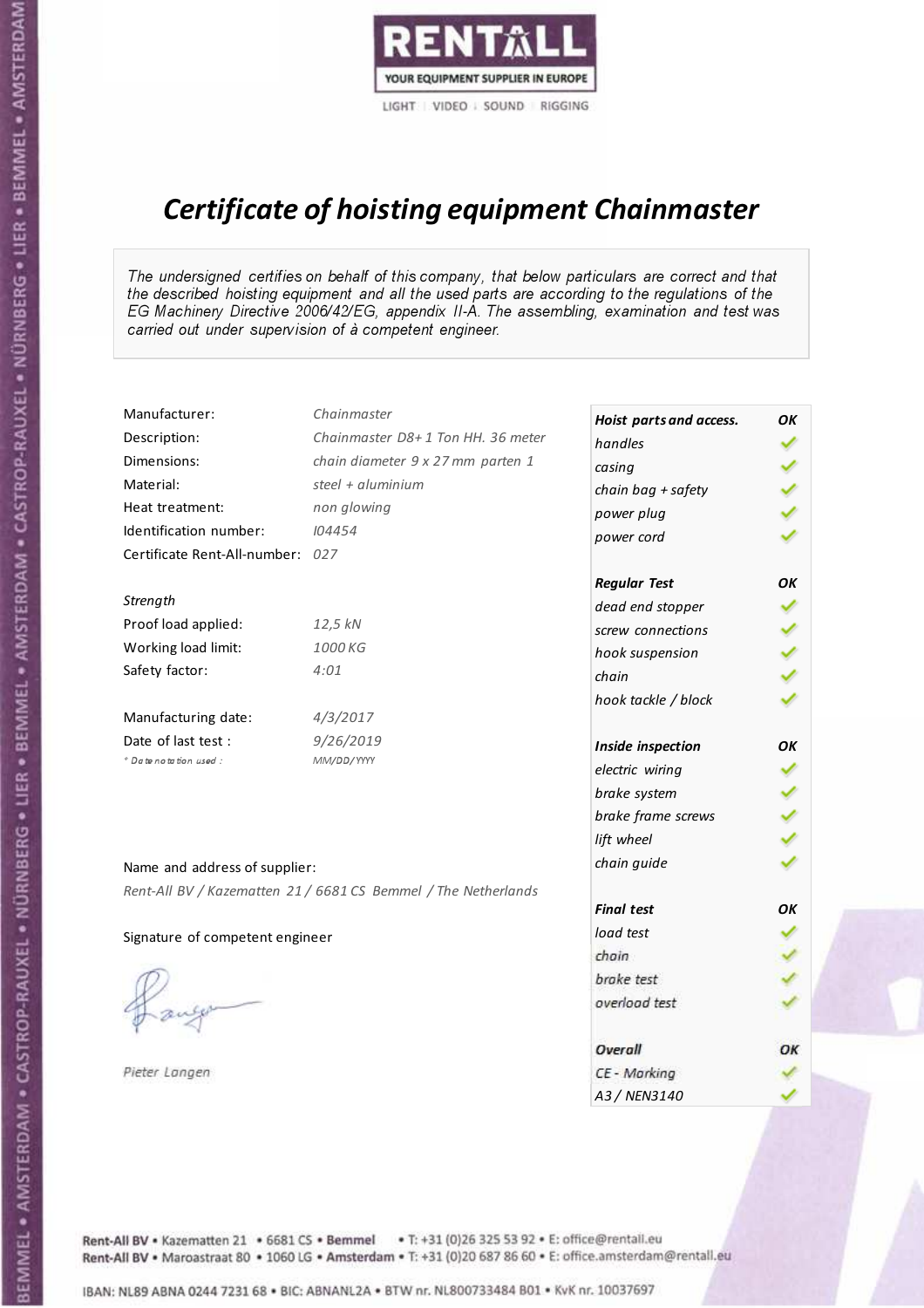RENTALL
YOUR EQUIPMENT SUPPLIER IN EUROPE
LIGHT | VIDEO | SOUND | RIGGING

# *Certificate of hoisting equipment Chainmaster*

*The undersigned certifies on behalf of this company, that below particulars are correct and that the described hoisting equipment and all the used parts are according to the regulations of the EG Machinery Directive 2006/42/EG, appendix II-A. The assembling, examination and test was carried out under supervision of à competent engineer.*

| | |
|---|---|
| Manufacturer: | *Chainmaster* |
| Description: | *Chainmaster D8+ 1 Ton HH. 36 meter* |
| Dimensions: | *chain diameter 9 x 27 mm parten 1* |
| Material: | *steel + aluminium* |
| Heat treatment: | *non glowing* |
| Identification number: | *I04454* |
| Certificate Rent-All-number: | *027* |

*Strength*

| | |
|---|---|
| Proof load applied: | *12,5 kN* |
| Working load limit: | *1000 KG* |
| Safety factor: | *4:01* |

| | |
|---|---|
| Manufacturing date: | *4/3/2017* |
| Date of last test : | *9/26/2019* |
| *\* Date notation used :* | *MM/DD/YYYY* |

| ***Hoist parts and access.*** | ***OK*** |
|---|---|
| *handles* | ✓ |
| *casing* | ✓ |
| *chain bag + safety* | ✓ |
| *power plug* | ✓ |
| *power cord* | ✓ |
| ***Regular Test*** | ***OK*** |
| *dead end stopper* | ✓ |
| *screw connections* | ✓ |
| *hook suspension* | ✓ |
| *chain* | ✓ |
| *hook tackle / block* | ✓ |
| ***Inside inspection*** | ***OK*** |
| *electric wiring* | ✓ |
| *brake system* | ✓ |
| *brake frame screws* | ✓ |
| *lift wheel* | ✓ |
| *chain guide* | ✓ |
| ***Final test*** | ***OK*** |
| *load test* | ✓ |
| *chain* | ✓ |
| *brake test* | ✓ |
| *overload test* | ✓ |
| ***Overall*** | ***OK*** |
| *CE - Marking* | ✓ |
| *A3 / NEN3140* | ✓ |

Name and address of supplier:

*Rent-All BV / Kazematten 21 / 6681 CS Bemmel / The Netherlands*

Signature of competent engineer

*Pieter Langen*

Rent-All BV • Kazematten 21 • 6681 CS • **Bemmel** • T: +31 (0)26 325 53 92 • E: office@rentall.eu
Rent-All BV • Maroastraat 80 • 1060 LG • **Amsterdam** • T: +31 (0)20 687 86 60 • E: office.amsterdam@rentall.eu

IBAN: NL89 ABNA 0244 7231 68 • BIC: ABNANL2A • BTW nr. NL800733484 B01 • KvK nr. 10037697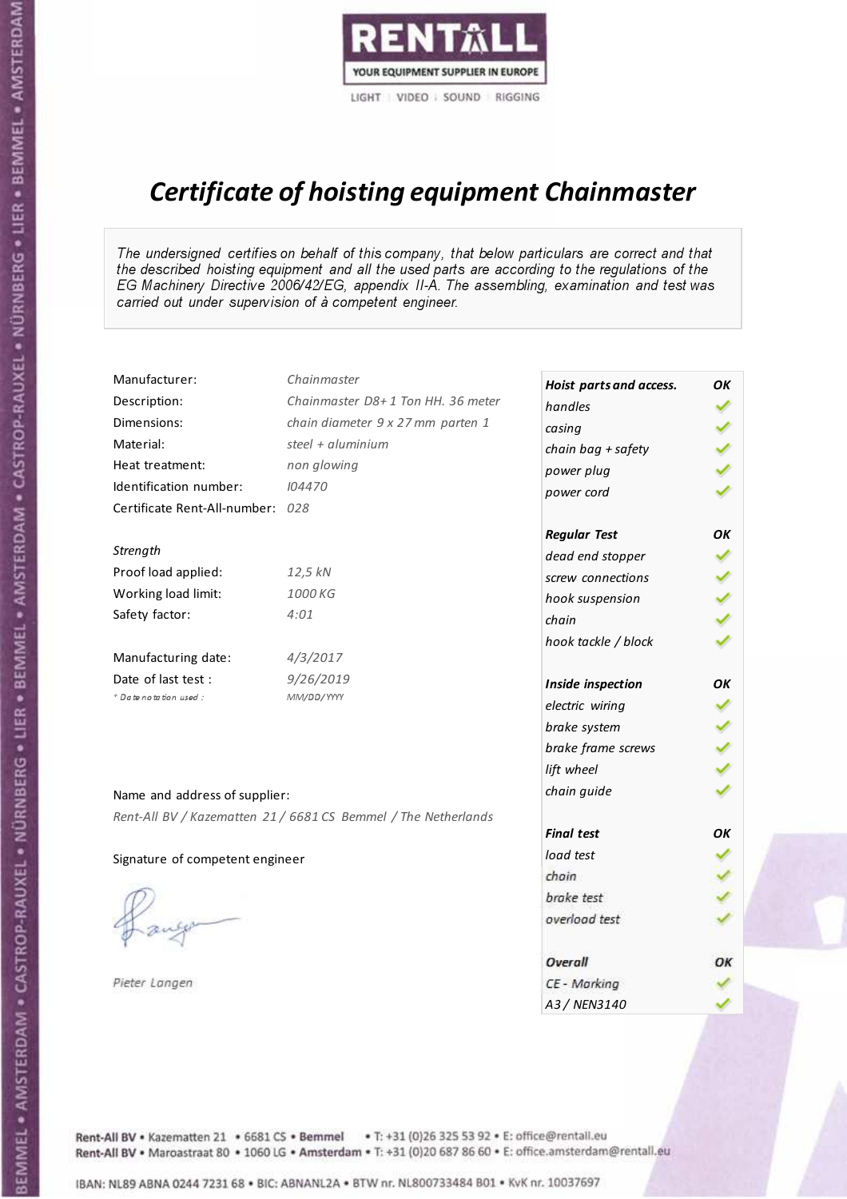RENTALL
YOUR EQUIPMENT SUPPLIER IN EUROPE
LIGHT | VIDEO | SOUND | RIGGING

# *Certificate of hoisting equipment Chainmaster*

*The undersigned certifies on behalf of this company, that below particulars are correct and that the described hoisting equipment and all the used parts are according to the regulations of the EG Machinery Directive 2006/42/EG, appendix II-A. The assembling, examination and test was carried out under supervision of à competent engineer.*

| | |
|---|---|
| Manufacturer: | *Chainmaster* |
| Description: | *Chainmaster D8+ 1 Ton HH. 36 meter* |
| Dimensions: | *chain diameter 9 x 27 mm parten 1* |
| Material: | *steel + aluminium* |
| Heat treatment: | *non glowing* |
| Identification number: | *I04470* |
| Certificate Rent-All-number: | *028* |
| *Strength* | |
| Proof load applied: | *12,5 kN* |
| Working load limit: | *1000 KG* |
| Safety factor: | *4:01* |
| Manufacturing date: | *4/3/2017* |
| Date of last test : | *9/26/2019* |
| *\* Date notation used :* | *MM/DD/YYYY* |

| ***Hoist parts and access.*** | ***OK*** |
|---|---|
| *handles* | ✓ |
| *casing* | ✓ |
| *chain bag + safety* | ✓ |
| *power plug* | ✓ |
| *power cord* | ✓ |
| ***Regular Test*** | ***OK*** |
| *dead end stopper* | ✓ |
| *screw connections* | ✓ |
| *hook suspension* | ✓ |
| *chain* | ✓ |
| *hook tackle / block* | ✓ |
| ***Inside inspection*** | ***OK*** |
| *electric wiring* | ✓ |
| *brake system* | ✓ |
| *brake frame screws* | ✓ |
| *lift wheel* | ✓ |
| *chain guide* | ✓ |
| ***Final test*** | ***OK*** |
| *load test* | ✓ |
| *chain* | ✓ |
| *brake test* | ✓ |
| *overload test* | ✓ |
| ***Overall*** | ***OK*** |
| *CE - Marking* | ✓ |
| *A3 / NEN3140* | ✓ |

Name and address of supplier:

*Rent-All BV / Kazematten 21 / 6681 CS Bemmel / The Netherlands*

Signature of competent engineer

*Pieter Langen*

Rent-All BV • Kazematten 21 • 6681 CS • **Bemmel** • T: +31 (0)26 325 53 92 • E: office@rentall.eu
Rent-All BV • Maroastraat 80 • 1060 LG • **Amsterdam** • T: +31 (0)20 687 86 60 • E: office.amsterdam@rentall.eu

IBAN: NL89 ABNA 0244 7231 68 • BIC: ABNANL2A • BTW nr. NL800733484 B01 • KvK nr. 10037697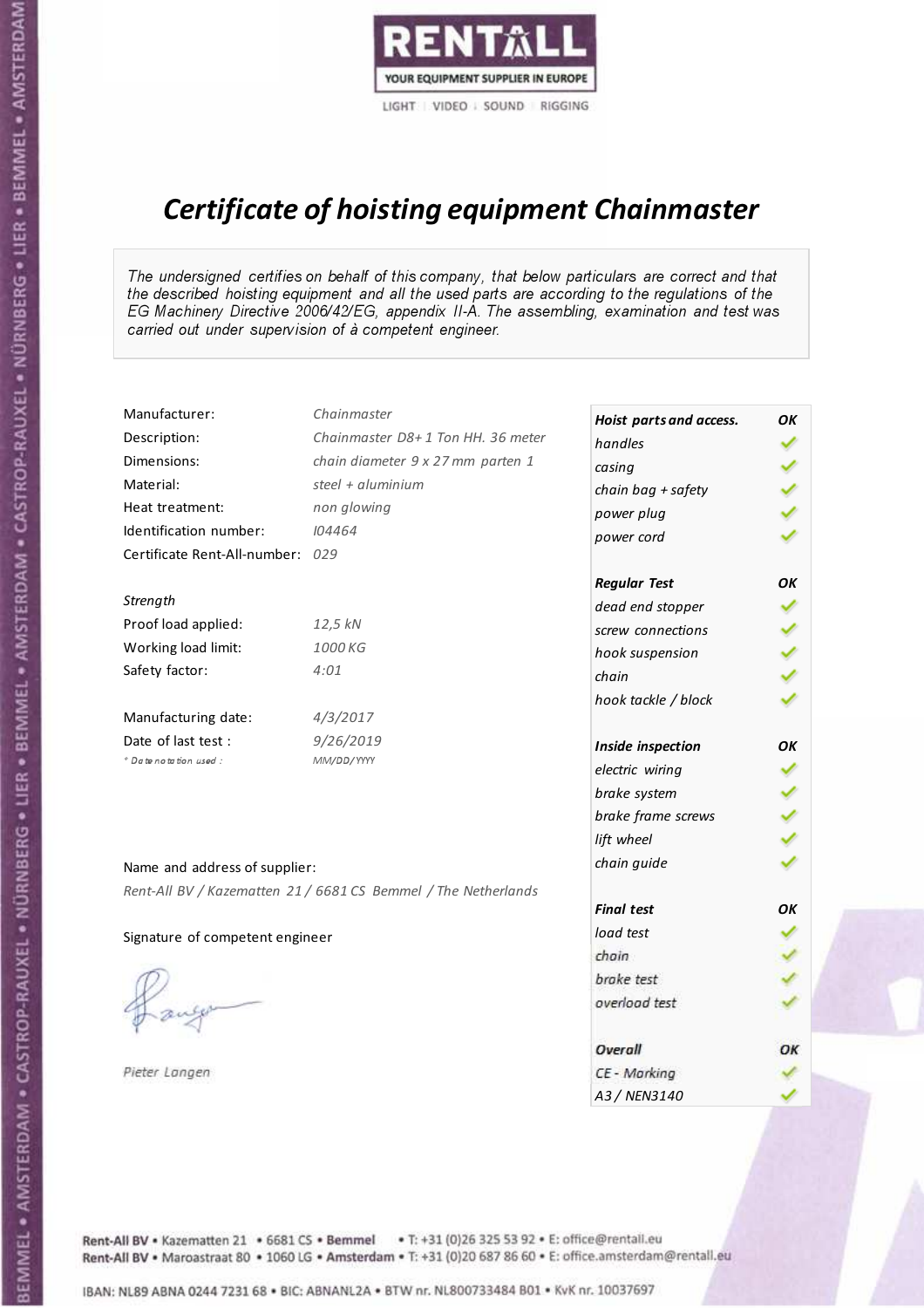RENTALL
YOUR EQUIPMENT SUPPLIER IN EUROPE
LIGHT | VIDEO | SOUND | RIGGING

# Certificate of hoisting equipment Chainmaster

*The undersigned certifies on behalf of this company, that below particulars are correct and that the described hoisting equipment and all the used parts are according to the regulations of the EG Machinery Directive 2006/42/EG, appendix II-A. The assembling, examination and test was carried out under supervision of à competent engineer.*

| | |
|---|---|
| Manufacturer: | *Chainmaster* |
| Description: | *Chainmaster D8+ 1 Ton HH. 36 meter* |
| Dimensions: | *chain diameter 9 x 27 mm parten 1* |
| Material: | *steel + aluminium* |
| Heat treatment: | *non glowing* |
| Identification number: | *I04464* |
| Certificate Rent-All-number: | *029* |

*Strength*

| | |
|---|---|
| Proof load applied: | *12,5 kN* |
| Working load limit: | *1000 KG* |
| Safety factor: | *4:01* |

| | |
|---|---|
| Manufacturing date: | *4/3/2017* |
| Date of last test : | *9/26/2019* |
| * Date notation used : | *MM/DD/YYYY* |

| **Hoist parts and access.** | **OK** |
|---|---|
| handles | ✓ |
| casing | ✓ |
| chain bag + safety | ✓ |
| power plug | ✓ |
| power cord | ✓ |
| **Regular Test** | **OK** |
| dead end stopper | ✓ |
| screw connections | ✓ |
| hook suspension | ✓ |
| chain | ✓ |
| hook tackle / block | ✓ |
| **Inside inspection** | **OK** |
| electric wiring | ✓ |
| brake system | ✓ |
| brake frame screws | ✓ |
| lift wheel | ✓ |
| chain guide | ✓ |
| **Final test** | **OK** |
| load test | ✓ |
| chain | ✓ |
| brake test | ✓ |
| overload test | ✓ |
| **Overall** | **OK** |
| CE - Marking | ✓ |
| A3 / NEN3140 | ✓ |

Name and address of supplier:

*Rent-All BV / Kazematten 21 / 6681 CS Bemmel / The Netherlands*

Signature of competent engineer

*Pieter Langen*

Rent-All BV • Kazematten 21 • 6681 CS • Bemmel • T: +31 (0)26 325 53 92 • E: office@rentall.eu
Rent-All BV • Maroastraat 80 • 1060 LG • Amsterdam • T: +31 (0)20 687 86 60 • E: office.amsterdam@rentall.eu

IBAN: NL89 ABNA 0244 7231 68 • BIC: ABNANL2A • BTW nr. NL800733484 B01 • KvK nr. 10037697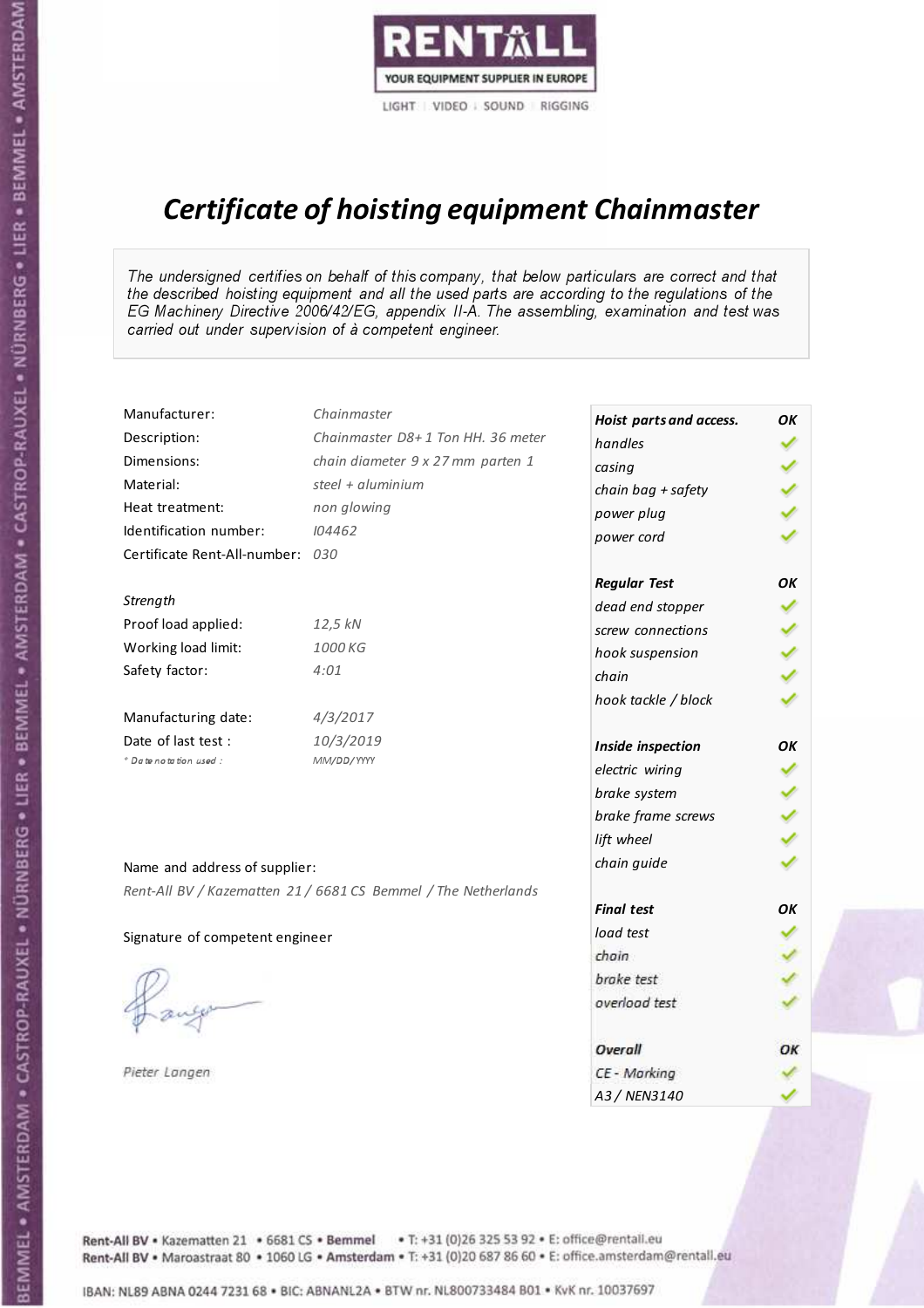RENTALL
YOUR EQUIPMENT SUPPLIER IN EUROPE
LIGHT | VIDEO | SOUND | RIGGING

# Certificate of hoisting equipment Chainmaster

*The undersigned certifies on behalf of this company, that below particulars are correct and that the described hoisting equipment and all the used parts are according to the regulations of the EG Machinery Directive 2006/42/EG, appendix II-A. The assembling, examination and test was carried out under supervision of à competent engineer.*

| | |
|---|---|
| Manufacturer: | *Chainmaster* |
| Description: | *Chainmaster D8+ 1 Ton HH. 36 meter* |
| Dimensions: | *chain diameter 9 x 27 mm parten 1* |
| Material: | *steel + aluminium* |
| Heat treatment: | *non glowing* |
| Identification number: | *I04462* |
| Certificate Rent-All-number: | *030* |

*Strength*

| | |
|---|---|
| Proof load applied: | *12,5 kN* |
| Working load limit: | *1000 KG* |
| Safety factor: | *4:01* |

| | |
|---|---|
| Manufacturing date: | *4/3/2017* |
| Date of last test : | *10/3/2019* |
| * Date notation used : | MM/DD/YYYY |

Name and address of supplier:

*Rent-All BV / Kazematten 21 / 6681 CS Bemmel / The Netherlands*

Signature of competent engineer

*Pieter Langen*

| **Hoist parts and access.** | **OK** |
|---|---|
| handles | ✓ |
| casing | ✓ |
| chain bag + safety | ✓ |
| power plug | ✓ |
| power cord | ✓ |
| **Regular Test** | **OK** |
| dead end stopper | ✓ |
| screw connections | ✓ |
| hook suspension | ✓ |
| chain | ✓ |
| hook tackle / block | ✓ |
| **Inside inspection** | **OK** |
| electric wiring | ✓ |
| brake system | ✓ |
| brake frame screws | ✓ |
| lift wheel | ✓ |
| chain guide | ✓ |
| **Final test** | **OK** |
| load test | ✓ |
| chain | ✓ |
| brake test | ✓ |
| overload test | ✓ |
| **Overall** | **OK** |
| CE - Marking | ✓ |
| A3 / NEN3140 | ✓ |

Rent-All BV • Kazematten 21 • 6681 CS • Bemmel • T: +31 (0)26 325 53 92 • E: office@rentall.eu
Rent-All BV • Maroastraat 80 • 1060 LG • Amsterdam • T: +31 (0)20 687 86 60 • E: office.amsterdam@rentall.eu

IBAN: NL89 ABNA 0244 7231 68 • BIC: ABNANL2A • BTW nr. NL800733484 B01 • KvK nr. 10037697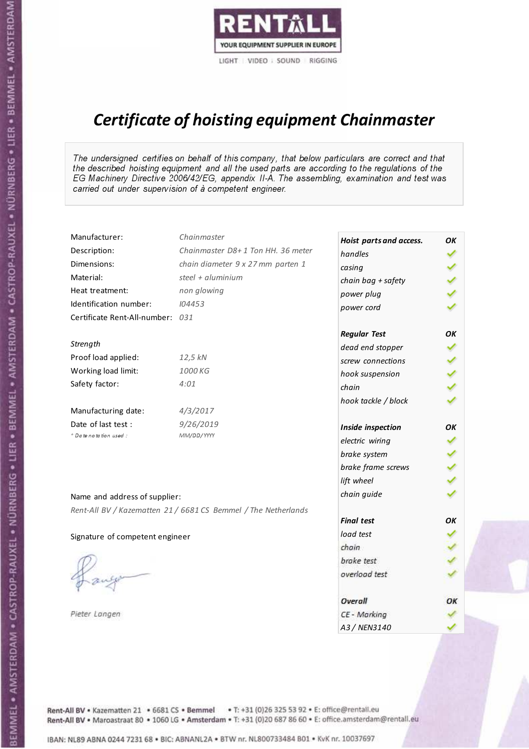RENTALL
YOUR EQUIPMENT SUPPLIER IN EUROPE
LIGHT | VIDEO | SOUND | RIGGING

# *Certificate of hoisting equipment Chainmaster*

*The undersigned certifies on behalf of this company, that below particulars are correct and that the described hoisting equipment and all the used parts are according to the regulations of the EG Machinery Directive 2006/42/EG, appendix II-A. The assembling, examination and test was carried out under supervision of à competent engineer.*

| | |
|---|---|
| Manufacturer: | *Chainmaster* |
| Description: | *Chainmaster D8+ 1 Ton HH. 36 meter* |
| Dimensions: | *chain diameter 9 x 27 mm parten 1* |
| Material: | *steel + aluminium* |
| Heat treatment: | *non glowing* |
| Identification number: | *I04453* |
| Certificate Rent-All-number: | *031* |

*Strength*

| | |
|---|---|
| Proof load applied: | *12,5 kN* |
| Working load limit: | *1000 KG* |
| Safety factor: | *4:01* |

| | |
|---|---|
| Manufacturing date: | *4/3/2017* |
| Date of last test : | *9/26/2019* |
| * *Date notation used :* | *MM/DD/YYYY* |

| ***Hoist parts and access.*** | ***OK*** |
|---|---|
| *handles* | ✓ |
| *casing* | ✓ |
| *chain bag + safety* | ✓ |
| *power plug* | ✓ |
| *power cord* | ✓ |
| ***Regular Test*** | ***OK*** |
| *dead end stopper* | ✓ |
| *screw connections* | ✓ |
| *hook suspension* | ✓ |
| *chain* | ✓ |
| *hook tackle / block* | ✓ |
| ***Inside inspection*** | ***OK*** |
| *electric wiring* | ✓ |
| *brake system* | ✓ |
| *brake frame screws* | ✓ |
| *lift wheel* | ✓ |
| *chain guide* | ✓ |
| ***Final test*** | ***OK*** |
| *load test* | ✓ |
| *chain* | ✓ |
| *brake test* | ✓ |
| *overload test* | ✓ |
| ***Overall*** | ***OK*** |
| *CE - Marking* | ✓ |
| *A3 / NEN3140* | ✓ |

Name and address of supplier:

*Rent-All BV / Kazematten 21 / 6681 CS Bemmel / The Netherlands*

Signature of competent engineer

*Pieter Langen*

Rent-All BV • Kazematten 21 • 6681 CS • **Bemmel** • T: +31 (0)26 325 53 92 • E: office@rentall.eu
Rent-All BV • Maroastraat 80 • 1060 LG • **Amsterdam** • T: +31 (0)20 687 86 60 • E: office.amsterdam@rentall.eu

IBAN: NL89 ABNA 0244 7231 68 • BIC: ABNANL2A • BTW nr. NL800733484 B01 • KvK nr. 10037697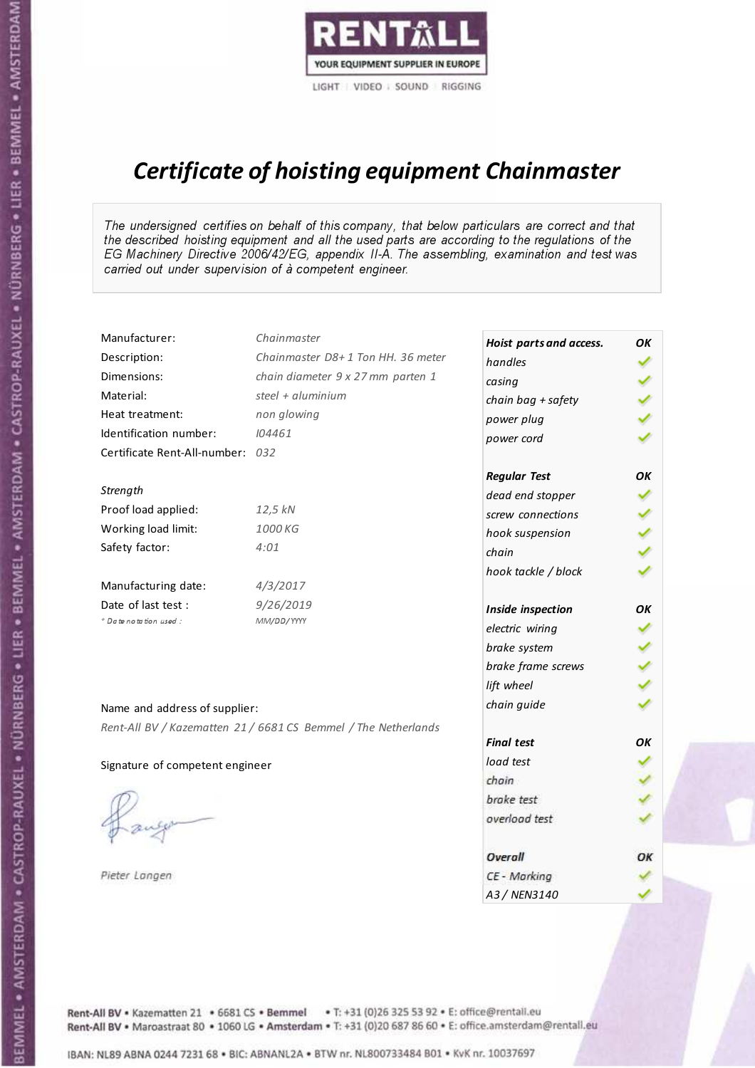RENTALL
YOUR EQUIPMENT SUPPLIER IN EUROPE
LIGHT | VIDEO | SOUND | RIGGING

# *Certificate of hoisting equipment Chainmaster*

*The undersigned certifies on behalf of this company, that below particulars are correct and that the described hoisting equipment and all the used parts are according to the regulations of the EG Machinery Directive 2006/42/EG, appendix II-A. The assembling, examination and test was carried out under supervision of à competent engineer.*

| | |
|---|---|
| Manufacturer: | *Chainmaster* |
| Description: | *Chainmaster D8+ 1 Ton HH. 36 meter* |
| Dimensions: | *chain diameter 9 x 27 mm parten 1* |
| Material: | *steel + aluminium* |
| Heat treatment: | *non glowing* |
| Identification number: | *I04461* |
| Certificate Rent-All-number: | *032* |
| *Strength* | |
| Proof load applied: | *12,5 kN* |
| Working load limit: | *1000 KG* |
| Safety factor: | *4:01* |
| Manufacturing date: | *4/3/2017* |
| Date of last test : | *9/26/2019* |
| *\* Date notation used :* | *MM/DD/YYYY* |

| *Hoist parts and access.* | *OK* |
|---|---|
| *handles* | ✓ |
| *casing* | ✓ |
| *chain bag + safety* | ✓ |
| *power plug* | ✓ |
| *power cord* | ✓ |
| ***Regular Test*** | ***OK*** |
| *dead end stopper* | ✓ |
| *screw connections* | ✓ |
| *hook suspension* | ✓ |
| *chain* | ✓ |
| *hook tackle / block* | ✓ |
| ***Inside inspection*** | ***OK*** |
| *electric wiring* | ✓ |
| *brake system* | ✓ |
| *brake frame screws* | ✓ |
| *lift wheel* | ✓ |
| *chain guide* | ✓ |
| ***Final test*** | ***OK*** |
| *load test* | ✓ |
| *chain* | ✓ |
| *brake test* | ✓ |
| *overload test* | ✓ |
| ***Overall*** | ***OK*** |
| *CE - Marking* | ✓ |
| *A3 / NEN3140* | ✓ |

Name and address of supplier:

*Rent-All BV / Kazematten 21 / 6681 CS Bemmel / The Netherlands*

Signature of competent engineer

*Pieter Langen*

Rent-All BV • Kazematten 21 • 6681 CS • **Bemmel** • T: +31 (0)26 325 53 92 • E: office@rentall.eu
Rent-All BV • Maroastraat 80 • 1060 LG • **Amsterdam** • T: +31 (0)20 687 86 60 • E: office.amsterdam@rentall.eu

IBAN: NL89 ABNA 0244 7231 68 • BIC: ABNANL2A • BTW nr. NL800733484 B01 • KvK nr. 10037697